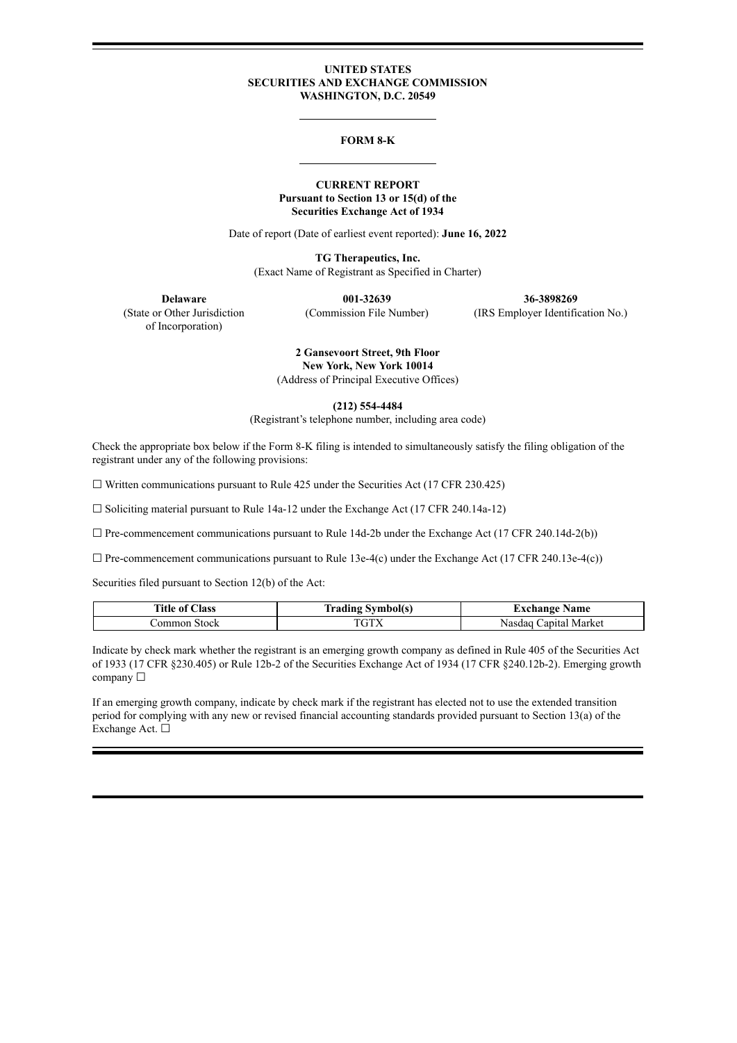**UNITED STATES**
**SECURITIES AND EXCHANGE COMMISSION**
**WASHINGTON, D.C. 20549**

---

# FORM 8-K

---

**CURRENT REPORT**
**Pursuant to Section 13 or 15(d) of the**
**Securities Exchange Act of 1934**

Date of report (Date of earliest event reported): **June 16, 2022**

**TG Therapeutics, Inc.**
(Exact Name of Registrant as Specified in Charter)

| **Delaware** | **001-32639** | **36-3898269** |
|---|---|---|
| (State or Other Jurisdiction of Incorporation) | (Commission File Number) | (IRS Employer Identification No.) |

**2 Gansevoort Street, 9th Floor**
**New York, New York 10014**
(Address of Principal Executive Offices)

**(212) 554-4484**
(Registrant's telephone number, including area code)

Check the appropriate box below if the Form 8-K filing is intended to simultaneously satisfy the filing obligation of the registrant under any of the following provisions:

☐ Written communications pursuant to Rule 425 under the Securities Act (17 CFR 230.425)

☐ Soliciting material pursuant to Rule 14a-12 under the Exchange Act (17 CFR 240.14a-12)

☐ Pre-commencement communications pursuant to Rule 14d-2b under the Exchange Act (17 CFR 240.14d-2(b))

☐ Pre-commencement communications pursuant to Rule 13e-4(c) under the Exchange Act (17 CFR 240.13e-4(c))

Securities filed pursuant to Section 12(b) of the Act:

| Title of Class | Trading Symbol(s) | Exchange Name |
|---|---|---|
| Common Stock | TGTX | Nasdaq Capital Market |

Indicate by check mark whether the registrant is an emerging growth company as defined in Rule 405 of the Securities Act of 1933 (17 CFR §230.405) or Rule 12b-2 of the Securities Exchange Act of 1934 (17 CFR §240.12b-2). Emerging growth company ☐

If an emerging growth company, indicate by check mark if the registrant has elected not to use the extended transition period for complying with any new or revised financial accounting standards provided pursuant to Section 13(a) of the Exchange Act. ☐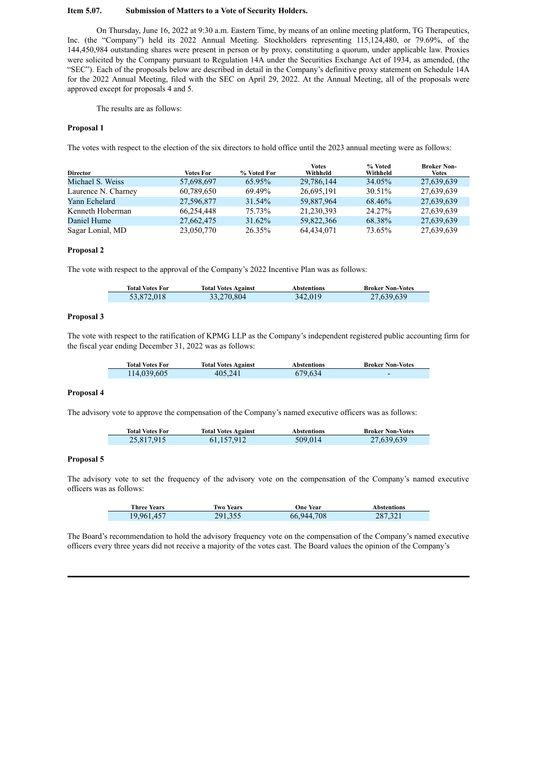**Item 5.07. Submission of Matters to a Vote of Security Holders.**

On Thursday, June 16, 2022 at 9:30 a.m. Eastern Time, by means of an online meeting platform, TG Therapeutics, Inc. (the "Company") held its 2022 Annual Meeting. Stockholders representing 115,124,480, or 79.69%, of the 144,450,984 outstanding shares were present in person or by proxy, constituting a quorum, under applicable law. Proxies were solicited by the Company pursuant to Regulation 14A under the Securities Exchange Act of 1934, as amended, (the "SEC"). Each of the proposals below are described in detail in the Company's definitive proxy statement on Schedule 14A for the 2022 Annual Meeting, filed with the SEC on April 29, 2022. At the Annual Meeting, all of the proposals were approved except for proposals 4 and 5.

The results are as follows:

**Proposal 1**

The votes with respect to the election of the six directors to hold office until the 2023 annual meeting were as follows:

| Director | Votes For | % Voted For | Votes Withheld | % Voted Withheld | Broker Non-Votes |
|---|---|---|---|---|---|
| Michael S. Weiss | 57,698,697 | 65.95% | 29,786,144 | 34.05% | 27,639,639 |
| Laurence N. Charney | 60,789,650 | 69.49% | 26,695,191 | 30.51% | 27,639,639 |
| Yann Echelard | 27,596,877 | 31.54% | 59,887,964 | 68.46% | 27,639,639 |
| Kenneth Hoberman | 66,254,448 | 75.73% | 21,230,393 | 24.27% | 27,639,639 |
| Daniel Hume | 27,662,475 | 31.62% | 59,822,366 | 68.38% | 27,639,639 |
| Sagar Lonial, MD | 23,050,770 | 26.35% | 64,434,071 | 73.65% | 27,639,639 |

**Proposal 2**

The vote with respect to the approval of the Company's 2022 Incentive Plan was as follows:

| Total Votes For | Total Votes Against | Abstentions | Broker Non-Votes |
|---|---|---|---|
| 53,872,018 | 33,270,804 | 342,019 | 27,639,639 |

**Proposal 3**

The vote with respect to the ratification of KPMG LLP as the Company's independent registered public accounting firm for the fiscal year ending December 31, 2022 was as follows:

| Total Votes For | Total Votes Against | Abstentions | Broker Non-Votes |
|---|---|---|---|
| 114,039,605 | 405,241 | 679,634 | - |

**Proposal 4**

The advisory vote to approve the compensation of the Company's named executive officers was as follows:

| Total Votes For | Total Votes Against | Abstentions | Broker Non-Votes |
|---|---|---|---|
| 25,817,915 | 61,157,912 | 509,014 | 27,639,639 |

**Proposal 5**

The advisory vote to set the frequency of the advisory vote on the compensation of the Company's named executive officers was as follows:

| Three Years | Two Years | One Year | Abstentions |
|---|---|---|---|
| 19,961,457 | 291,355 | 66,944,708 | 287,321 |

The Board's recommendation to hold the advisory frequency vote on the compensation of the Company's named executive officers every three years did not receive a majority of the votes cast. The Board values the opinion of the Company's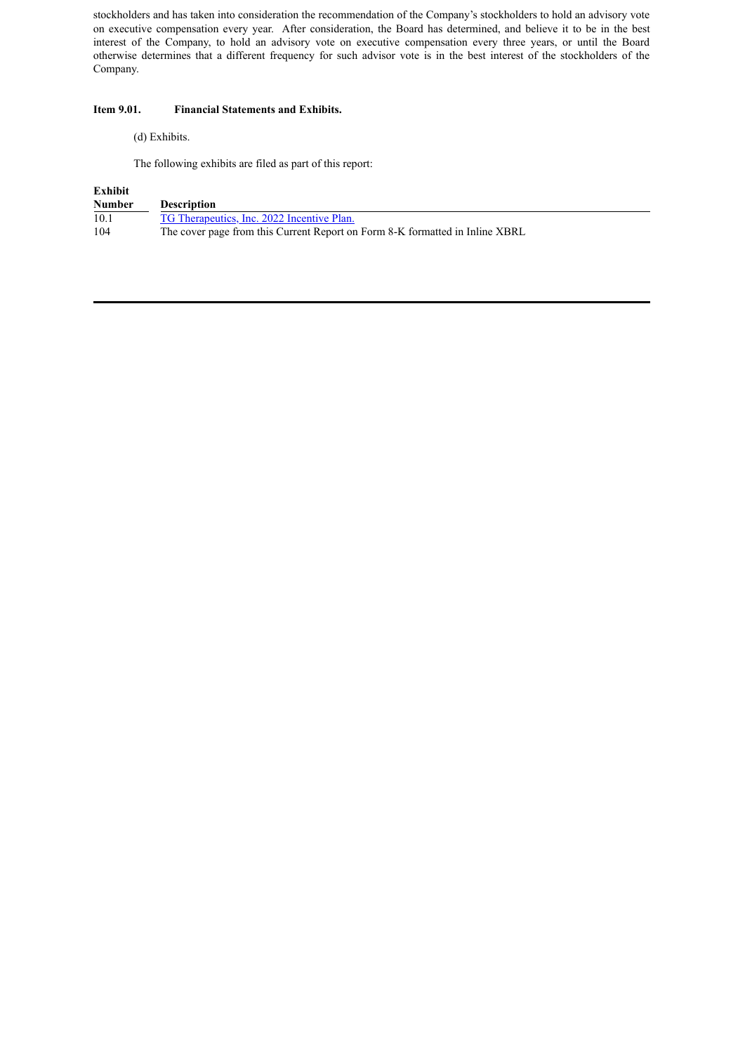stockholders and has taken into consideration the recommendation of the Company's stockholders to hold an advisory vote on executive compensation every year. After consideration, the Board has determined, and believe it to be in the best interest of the Company, to hold an advisory vote on executive compensation every three years, or until the Board otherwise determines that a different frequency for such advisor vote is in the best interest of the stockholders of the Company.

**Item 9.01. Financial Statements and Exhibits.**

(d) Exhibits.

The following exhibits are filed as part of this report:

| Exhibit Number | Description |
|---|---|
| 10.1 | TG Therapeutics, Inc. 2022 Incentive Plan. |
| 104 | The cover page from this Current Report on Form 8-K formatted in Inline XBRL |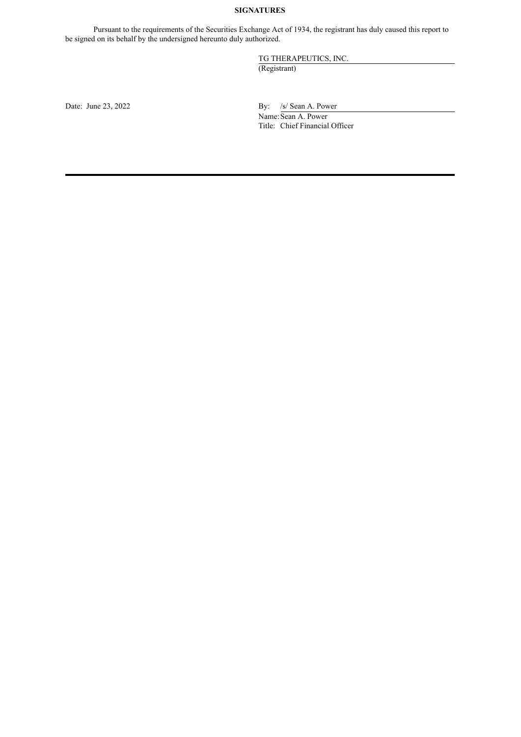**SIGNATURES**

Pursuant to the requirements of the Securities Exchange Act of 1934, the registrant has duly caused this report to be signed on its behalf by the undersigned hereunto duly authorized.

TG THERAPEUTICS, INC.
(Registrant)

Date: June 23, 2022

By: /s/ Sean A. Power
Name: Sean A. Power
Title: Chief Financial Officer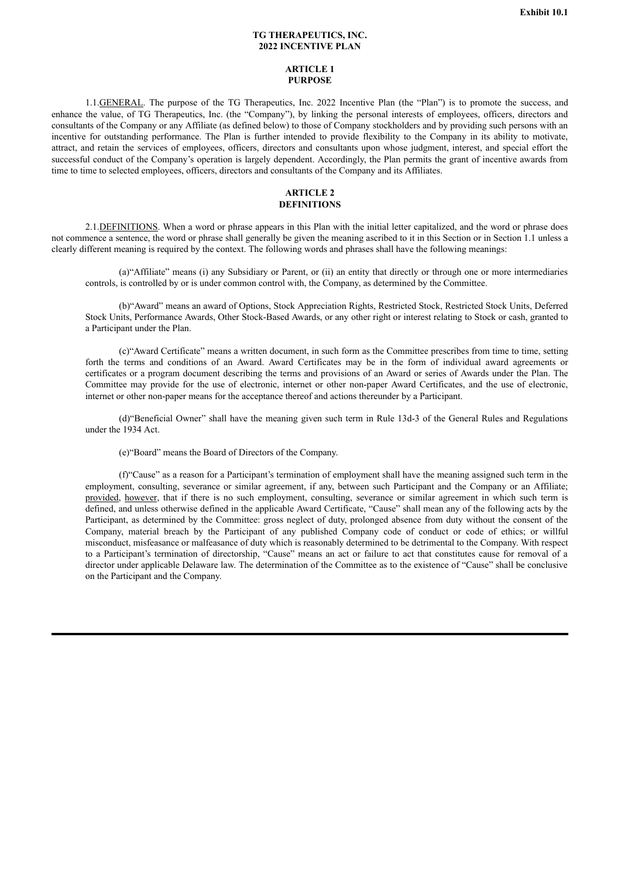**Exhibit 10.1**

**TG THERAPEUTICS, INC.**
**2022 INCENTIVE PLAN**

**ARTICLE 1**
**PURPOSE**

1.1.GENERAL. The purpose of the TG Therapeutics, Inc. 2022 Incentive Plan (the "Plan") is to promote the success, and enhance the value, of TG Therapeutics, Inc. (the "Company"), by linking the personal interests of employees, officers, directors and consultants of the Company or any Affiliate (as defined below) to those of Company stockholders and by providing such persons with an incentive for outstanding performance. The Plan is further intended to provide flexibility to the Company in its ability to motivate, attract, and retain the services of employees, officers, directors and consultants upon whose judgment, interest, and special effort the successful conduct of the Company's operation is largely dependent. Accordingly, the Plan permits the grant of incentive awards from time to time to selected employees, officers, directors and consultants of the Company and its Affiliates.

**ARTICLE 2**
**DEFINITIONS**

2.1.DEFINITIONS. When a word or phrase appears in this Plan with the initial letter capitalized, and the word or phrase does not commence a sentence, the word or phrase shall generally be given the meaning ascribed to it in this Section or in Section 1.1 unless a clearly different meaning is required by the context. The following words and phrases shall have the following meanings:

(a)"Affiliate" means (i) any Subsidiary or Parent, or (ii) an entity that directly or through one or more intermediaries controls, is controlled by or is under common control with, the Company, as determined by the Committee.

(b)"Award" means an award of Options, Stock Appreciation Rights, Restricted Stock, Restricted Stock Units, Deferred Stock Units, Performance Awards, Other Stock-Based Awards, or any other right or interest relating to Stock or cash, granted to a Participant under the Plan.

(c)"Award Certificate" means a written document, in such form as the Committee prescribes from time to time, setting forth the terms and conditions of an Award. Award Certificates may be in the form of individual award agreements or certificates or a program document describing the terms and provisions of an Award or series of Awards under the Plan. The Committee may provide for the use of electronic, internet or other non-paper Award Certificates, and the use of electronic, internet or other non-paper means for the acceptance thereof and actions thereunder by a Participant.

(d)"Beneficial Owner" shall have the meaning given such term in Rule 13d-3 of the General Rules and Regulations under the 1934 Act.

(e)"Board" means the Board of Directors of the Company.

(f)"Cause" as a reason for a Participant's termination of employment shall have the meaning assigned such term in the employment, consulting, severance or similar agreement, if any, between such Participant and the Company or an Affiliate; provided, however, that if there is no such employment, consulting, severance or similar agreement in which such term is defined, and unless otherwise defined in the applicable Award Certificate, "Cause" shall mean any of the following acts by the Participant, as determined by the Committee: gross neglect of duty, prolonged absence from duty without the consent of the Company, material breach by the Participant of any published Company code of conduct or code of ethics; or willful misconduct, misfeasance or malfeasance of duty which is reasonably determined to be detrimental to the Company. With respect to a Participant's termination of directorship, "Cause" means an act or failure to act that constitutes cause for removal of a director under applicable Delaware law. The determination of the Committee as to the existence of "Cause" shall be conclusive on the Participant and the Company.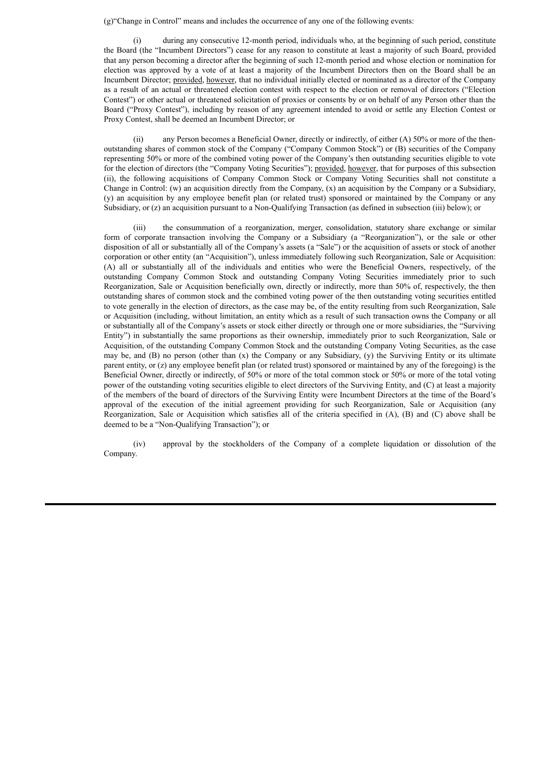(g) "Change in Control" means and includes the occurrence of any one of the following events:

(i) during any consecutive 12-month period, individuals who, at the beginning of such period, constitute the Board (the "Incumbent Directors") cease for any reason to constitute at least a majority of such Board, provided that any person becoming a director after the beginning of such 12-month period and whose election or nomination for election was approved by a vote of at least a majority of the Incumbent Directors then on the Board shall be an Incumbent Director; provided, however, that no individual initially elected or nominated as a director of the Company as a result of an actual or threatened election contest with respect to the election or removal of directors ("Election Contest") or other actual or threatened solicitation of proxies or consents by or on behalf of any Person other than the Board ("Proxy Contest"), including by reason of any agreement intended to avoid or settle any Election Contest or Proxy Contest, shall be deemed an Incumbent Director; or

(ii) any Person becomes a Beneficial Owner, directly or indirectly, of either (A) 50% or more of the then-outstanding shares of common stock of the Company ("Company Common Stock") or (B) securities of the Company representing 50% or more of the combined voting power of the Company's then outstanding securities eligible to vote for the election of directors (the "Company Voting Securities"); provided, however, that for purposes of this subsection (ii), the following acquisitions of Company Common Stock or Company Voting Securities shall not constitute a Change in Control: (w) an acquisition directly from the Company, (x) an acquisition by the Company or a Subsidiary, (y) an acquisition by any employee benefit plan (or related trust) sponsored or maintained by the Company or any Subsidiary, or (z) an acquisition pursuant to a Non-Qualifying Transaction (as defined in subsection (iii) below); or

(iii) the consummation of a reorganization, merger, consolidation, statutory share exchange or similar form of corporate transaction involving the Company or a Subsidiary (a "Reorganization"), or the sale or other disposition of all or substantially all of the Company's assets (a "Sale") or the acquisition of assets or stock of another corporation or other entity (an "Acquisition"), unless immediately following such Reorganization, Sale or Acquisition: (A) all or substantially all of the individuals and entities who were the Beneficial Owners, respectively, of the outstanding Company Common Stock and outstanding Company Voting Securities immediately prior to such Reorganization, Sale or Acquisition beneficially own, directly or indirectly, more than 50% of, respectively, the then outstanding shares of common stock and the combined voting power of the then outstanding voting securities entitled to vote generally in the election of directors, as the case may be, of the entity resulting from such Reorganization, Sale or Acquisition (including, without limitation, an entity which as a result of such transaction owns the Company or all or substantially all of the Company's assets or stock either directly or through one or more subsidiaries, the "Surviving Entity") in substantially the same proportions as their ownership, immediately prior to such Reorganization, Sale or Acquisition, of the outstanding Company Common Stock and the outstanding Company Voting Securities, as the case may be, and (B) no person (other than (x) the Company or any Subsidiary, (y) the Surviving Entity or its ultimate parent entity, or (z) any employee benefit plan (or related trust) sponsored or maintained by any of the foregoing) is the Beneficial Owner, directly or indirectly, of 50% or more of the total common stock or 50% or more of the total voting power of the outstanding voting securities eligible to elect directors of the Surviving Entity, and (C) at least a majority of the members of the board of directors of the Surviving Entity were Incumbent Directors at the time of the Board's approval of the execution of the initial agreement providing for such Reorganization, Sale or Acquisition (any Reorganization, Sale or Acquisition which satisfies all of the criteria specified in (A), (B) and (C) above shall be deemed to be a "Non-Qualifying Transaction"); or

(iv) approval by the stockholders of the Company of a complete liquidation or dissolution of the Company.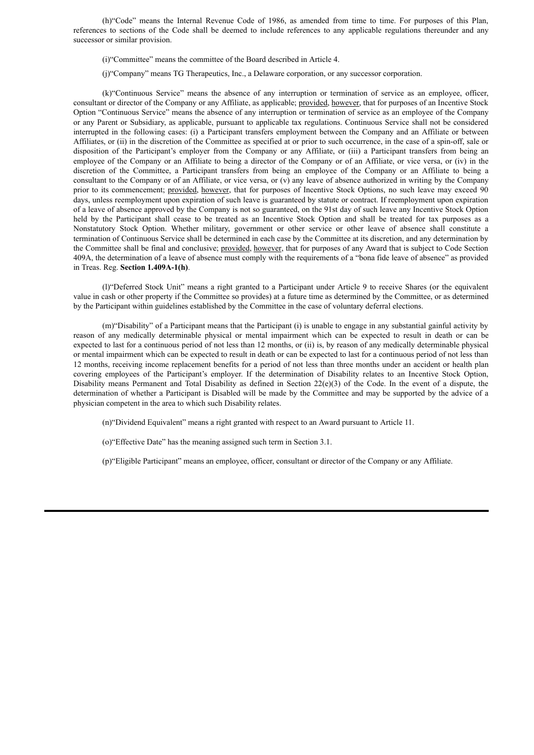(h)"Code" means the Internal Revenue Code of 1986, as amended from time to time. For purposes of this Plan, references to sections of the Code shall be deemed to include references to any applicable regulations thereunder and any successor or similar provision.

(i)"Committee" means the committee of the Board described in Article 4.

(j)"Company" means TG Therapeutics, Inc., a Delaware corporation, or any successor corporation.

(k)"Continuous Service" means the absence of any interruption or termination of service as an employee, officer, consultant or director of the Company or any Affiliate, as applicable; provided, however, that for purposes of an Incentive Stock Option "Continuous Service" means the absence of any interruption or termination of service as an employee of the Company or any Parent or Subsidiary, as applicable, pursuant to applicable tax regulations. Continuous Service shall not be considered interrupted in the following cases: (i) a Participant transfers employment between the Company and an Affiliate or between Affiliates, or (ii) in the discretion of the Committee as specified at or prior to such occurrence, in the case of a spin-off, sale or disposition of the Participant's employer from the Company or any Affiliate, or (iii) a Participant transfers from being an employee of the Company or an Affiliate to being a director of the Company or of an Affiliate, or vice versa, or (iv) in the discretion of the Committee, a Participant transfers from being an employee of the Company or an Affiliate to being a consultant to the Company or of an Affiliate, or vice versa, or (v) any leave of absence authorized in writing by the Company prior to its commencement; provided, however, that for purposes of Incentive Stock Options, no such leave may exceed 90 days, unless reemployment upon expiration of such leave is guaranteed by statute or contract. If reemployment upon expiration of a leave of absence approved by the Company is not so guaranteed, on the 91st day of such leave any Incentive Stock Option held by the Participant shall cease to be treated as an Incentive Stock Option and shall be treated for tax purposes as a Nonstatutory Stock Option. Whether military, government or other service or other leave of absence shall constitute a termination of Continuous Service shall be determined in each case by the Committee at its discretion, and any determination by the Committee shall be final and conclusive; provided, however, that for purposes of any Award that is subject to Code Section 409A, the determination of a leave of absence must comply with the requirements of a "bona fide leave of absence" as provided in Treas. Reg. **Section 1.409A-1(h)**.

(l)"Deferred Stock Unit" means a right granted to a Participant under Article 9 to receive Shares (or the equivalent value in cash or other property if the Committee so provides) at a future time as determined by the Committee, or as determined by the Participant within guidelines established by the Committee in the case of voluntary deferral elections.

(m)"Disability" of a Participant means that the Participant (i) is unable to engage in any substantial gainful activity by reason of any medically determinable physical or mental impairment which can be expected to result in death or can be expected to last for a continuous period of not less than 12 months, or (ii) is, by reason of any medically determinable physical or mental impairment which can be expected to result in death or can be expected to last for a continuous period of not less than 12 months, receiving income replacement benefits for a period of not less than three months under an accident or health plan covering employees of the Participant's employer. If the determination of Disability relates to an Incentive Stock Option, Disability means Permanent and Total Disability as defined in Section 22(e)(3) of the Code. In the event of a dispute, the determination of whether a Participant is Disabled will be made by the Committee and may be supported by the advice of a physician competent in the area to which such Disability relates.

(n)"Dividend Equivalent" means a right granted with respect to an Award pursuant to Article 11.

(o)"Effective Date" has the meaning assigned such term in Section 3.1.

(p)"Eligible Participant" means an employee, officer, consultant or director of the Company or any Affiliate.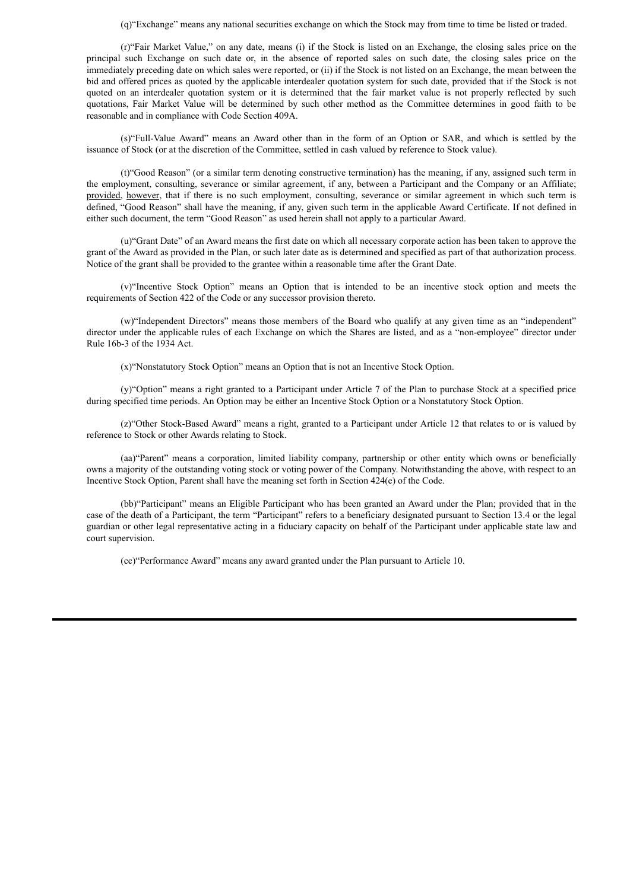(q)“Exchange” means any national securities exchange on which the Stock may from time to time be listed or traded.

(r)“Fair Market Value,” on any date, means (i) if the Stock is listed on an Exchange, the closing sales price on the principal such Exchange on such date or, in the absence of reported sales on such date, the closing sales price on the immediately preceding date on which sales were reported, or (ii) if the Stock is not listed on an Exchange, the mean between the bid and offered prices as quoted by the applicable interdealer quotation system for such date, provided that if the Stock is not quoted on an interdealer quotation system or it is determined that the fair market value is not properly reflected by such quotations, Fair Market Value will be determined by such other method as the Committee determines in good faith to be reasonable and in compliance with Code Section 409A.

(s)“Full-Value Award” means an Award other than in the form of an Option or SAR, and which is settled by the issuance of Stock (or at the discretion of the Committee, settled in cash valued by reference to Stock value).

(t)“Good Reason” (or a similar term denoting constructive termination) has the meaning, if any, assigned such term in the employment, consulting, severance or similar agreement, if any, between a Participant and the Company or an Affiliate; provided, however, that if there is no such employment, consulting, severance or similar agreement in which such term is defined, “Good Reason” shall have the meaning, if any, given such term in the applicable Award Certificate. If not defined in either such document, the term “Good Reason” as used herein shall not apply to a particular Award.

(u)“Grant Date” of an Award means the first date on which all necessary corporate action has been taken to approve the grant of the Award as provided in the Plan, or such later date as is determined and specified as part of that authorization process. Notice of the grant shall be provided to the grantee within a reasonable time after the Grant Date.

(v)“Incentive Stock Option” means an Option that is intended to be an incentive stock option and meets the requirements of Section 422 of the Code or any successor provision thereto.

(w)“Independent Directors” means those members of the Board who qualify at any given time as an “independent” director under the applicable rules of each Exchange on which the Shares are listed, and as a “non-employee” director under Rule 16b-3 of the 1934 Act.

(x)“Nonstatutory Stock Option” means an Option that is not an Incentive Stock Option.

(y)“Option” means a right granted to a Participant under Article 7 of the Plan to purchase Stock at a specified price during specified time periods. An Option may be either an Incentive Stock Option or a Nonstatutory Stock Option.

(z)“Other Stock-Based Award” means a right, granted to a Participant under Article 12 that relates to or is valued by reference to Stock or other Awards relating to Stock.

(aa)“Parent” means a corporation, limited liability company, partnership or other entity which owns or beneficially owns a majority of the outstanding voting stock or voting power of the Company. Notwithstanding the above, with respect to an Incentive Stock Option, Parent shall have the meaning set forth in Section 424(e) of the Code.

(bb)“Participant” means an Eligible Participant who has been granted an Award under the Plan; provided that in the case of the death of a Participant, the term “Participant” refers to a beneficiary designated pursuant to Section 13.4 or the legal guardian or other legal representative acting in a fiduciary capacity on behalf of the Participant under applicable state law and court supervision.

(cc)“Performance Award” means any award granted under the Plan pursuant to Article 10.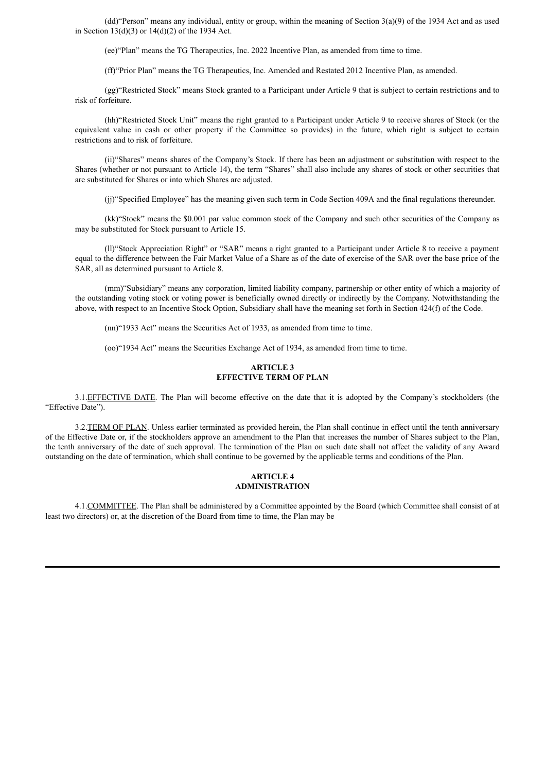(dd)“Person” means any individual, entity or group, within the meaning of Section 3(a)(9) of the 1934 Act and as used in Section 13(d)(3) or 14(d)(2) of the 1934 Act.

(ee)“Plan” means the TG Therapeutics, Inc. 2022 Incentive Plan, as amended from time to time.

(ff)“Prior Plan” means the TG Therapeutics, Inc. Amended and Restated 2012 Incentive Plan, as amended.

(gg)“Restricted Stock” means Stock granted to a Participant under Article 9 that is subject to certain restrictions and to risk of forfeiture.

(hh)“Restricted Stock Unit” means the right granted to a Participant under Article 9 to receive shares of Stock (or the equivalent value in cash or other property if the Committee so provides) in the future, which right is subject to certain restrictions and to risk of forfeiture.

(ii)“Shares” means shares of the Company’s Stock. If there has been an adjustment or substitution with respect to the Shares (whether or not pursuant to Article 14), the term “Shares” shall also include any shares of stock or other securities that are substituted for Shares or into which Shares are adjusted.

(jj)“Specified Employee” has the meaning given such term in Code Section 409A and the final regulations thereunder.

(kk)“Stock” means the $0.001 par value common stock of the Company and such other securities of the Company as may be substituted for Stock pursuant to Article 15.

(ll)“Stock Appreciation Right” or “SAR” means a right granted to a Participant under Article 8 to receive a payment equal to the difference between the Fair Market Value of a Share as of the date of exercise of the SAR over the base price of the SAR, all as determined pursuant to Article 8.

(mm)“Subsidiary” means any corporation, limited liability company, partnership or other entity of which a majority of the outstanding voting stock or voting power is beneficially owned directly or indirectly by the Company. Notwithstanding the above, with respect to an Incentive Stock Option, Subsidiary shall have the meaning set forth in Section 424(f) of the Code.

(nn)“1933 Act” means the Securities Act of 1933, as amended from time to time.

(oo)“1934 Act” means the Securities Exchange Act of 1934, as amended from time to time.

## ARTICLE 3
## EFFECTIVE TERM OF PLAN

3.1.EFFECTIVE DATE. The Plan will become effective on the date that it is adopted by the Company’s stockholders (the “Effective Date”).

3.2.TERM OF PLAN. Unless earlier terminated as provided herein, the Plan shall continue in effect until the tenth anniversary of the Effective Date or, if the stockholders approve an amendment to the Plan that increases the number of Shares subject to the Plan, the tenth anniversary of the date of such approval. The termination of the Plan on such date shall not affect the validity of any Award outstanding on the date of termination, which shall continue to be governed by the applicable terms and conditions of the Plan.

## ARTICLE 4
## ADMINISTRATION

4.1.COMMITTEE. The Plan shall be administered by a Committee appointed by the Board (which Committee shall consist of at least two directors) or, at the discretion of the Board from time to time, the Plan may be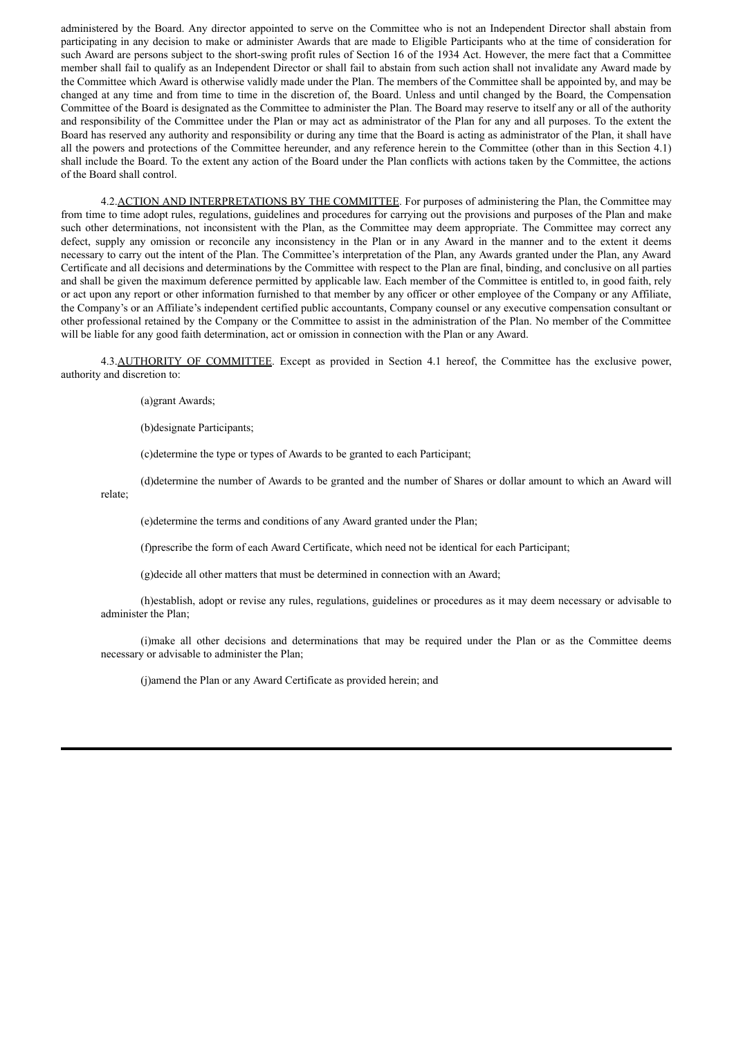administered by the Board. Any director appointed to serve on the Committee who is not an Independent Director shall abstain from participating in any decision to make or administer Awards that are made to Eligible Participants who at the time of consideration for such Award are persons subject to the short-swing profit rules of Section 16 of the 1934 Act. However, the mere fact that a Committee member shall fail to qualify as an Independent Director or shall fail to abstain from such action shall not invalidate any Award made by the Committee which Award is otherwise validly made under the Plan. The members of the Committee shall be appointed by, and may be changed at any time and from time to time in the discretion of, the Board. Unless and until changed by the Board, the Compensation Committee of the Board is designated as the Committee to administer the Plan. The Board may reserve to itself any or all of the authority and responsibility of the Committee under the Plan or may act as administrator of the Plan for any and all purposes. To the extent the Board has reserved any authority and responsibility or during any time that the Board is acting as administrator of the Plan, it shall have all the powers and protections of the Committee hereunder, and any reference herein to the Committee (other than in this Section 4.1) shall include the Board. To the extent any action of the Board under the Plan conflicts with actions taken by the Committee, the actions of the Board shall control.

4.2. ACTION AND INTERPRETATIONS BY THE COMMITTEE. For purposes of administering the Plan, the Committee may from time to time adopt rules, regulations, guidelines and procedures for carrying out the provisions and purposes of the Plan and make such other determinations, not inconsistent with the Plan, as the Committee may deem appropriate. The Committee may correct any defect, supply any omission or reconcile any inconsistency in the Plan or in any Award in the manner and to the extent it deems necessary to carry out the intent of the Plan. The Committee's interpretation of the Plan, any Awards granted under the Plan, any Award Certificate and all decisions and determinations by the Committee with respect to the Plan are final, binding, and conclusive on all parties and shall be given the maximum deference permitted by applicable law. Each member of the Committee is entitled to, in good faith, rely or act upon any report or other information furnished to that member by any officer or other employee of the Company or any Affiliate, the Company's or an Affiliate's independent certified public accountants, Company counsel or any executive compensation consultant or other professional retained by the Company or the Committee to assist in the administration of the Plan. No member of the Committee will be liable for any good faith determination, act or omission in connection with the Plan or any Award.

4.3. AUTHORITY OF COMMITTEE. Except as provided in Section 4.1 hereof, the Committee has the exclusive power, authority and discretion to:

(a) grant Awards;

(b) designate Participants;

(c) determine the type or types of Awards to be granted to each Participant;

(d) determine the number of Awards to be granted and the number of Shares or dollar amount to which an Award will relate;

(e) determine the terms and conditions of any Award granted under the Plan;

(f) prescribe the form of each Award Certificate, which need not be identical for each Participant;

(g) decide all other matters that must be determined in connection with an Award;

(h) establish, adopt or revise any rules, regulations, guidelines or procedures as it may deem necessary or advisable to administer the Plan;

(i) make all other decisions and determinations that may be required under the Plan or as the Committee deems necessary or advisable to administer the Plan;

(j) amend the Plan or any Award Certificate as provided herein; and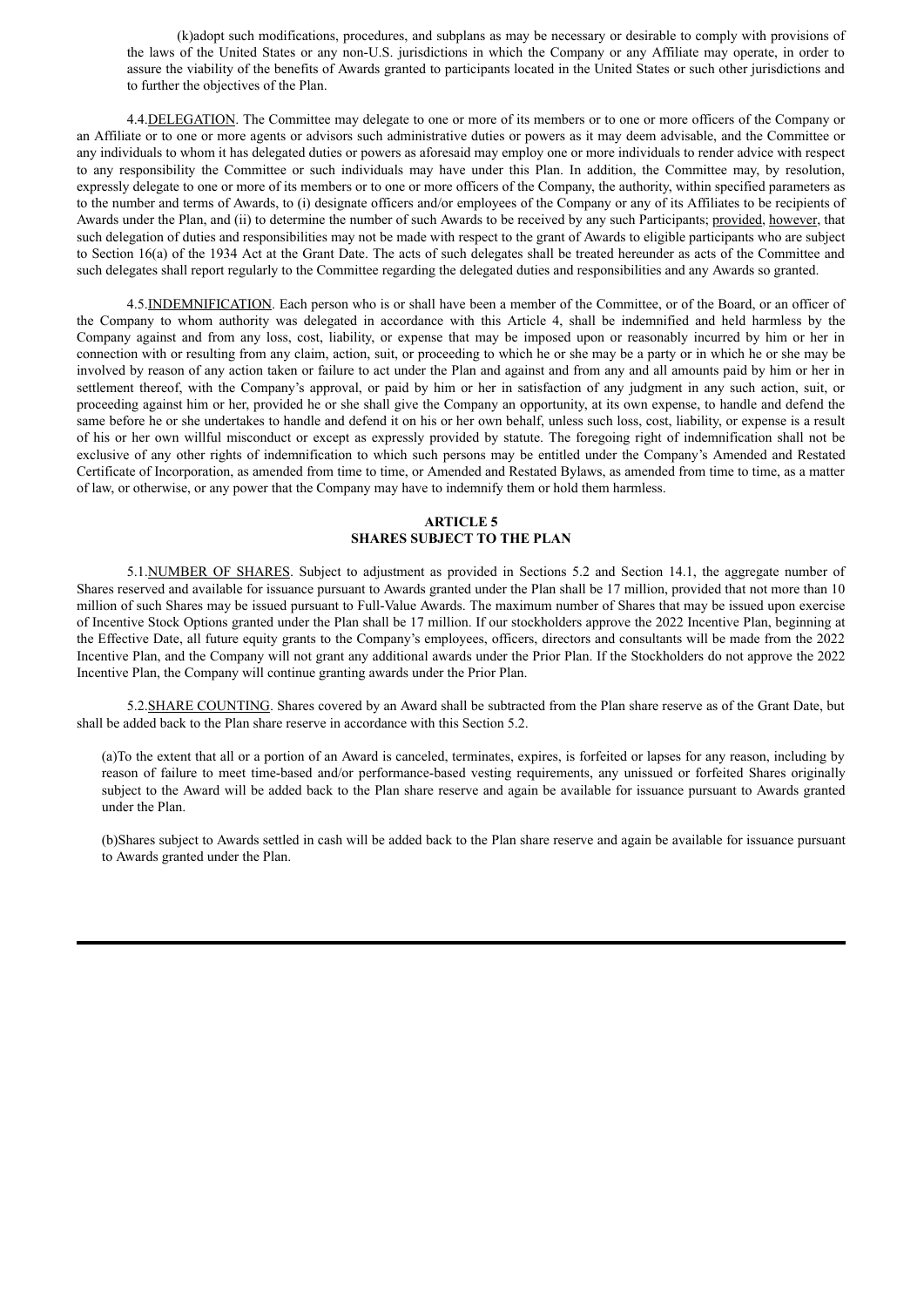(k)adopt such modifications, procedures, and subplans as may be necessary or desirable to comply with provisions of the laws of the United States or any non-U.S. jurisdictions in which the Company or any Affiliate may operate, in order to assure the viability of the benefits of Awards granted to participants located in the United States or such other jurisdictions and to further the objectives of the Plan.

4.4.<u>DELEGATION</u>. The Committee may delegate to one or more of its members or to one or more officers of the Company or an Affiliate or to one or more agents or advisors such administrative duties or powers as it may deem advisable, and the Committee or any individuals to whom it has delegated duties or powers as aforesaid may employ one or more individuals to render advice with respect to any responsibility the Committee or such individuals may have under this Plan. In addition, the Committee may, by resolution, expressly delegate to one or more of its members or to one or more officers of the Company, the authority, within specified parameters as to the number and terms of Awards, to (i) designate officers and/or employees of the Company or any of its Affiliates to be recipients of Awards under the Plan, and (ii) to determine the number of such Awards to be received by any such Participants; <u>provided</u>, <u>however</u>, that such delegation of duties and responsibilities may not be made with respect to the grant of Awards to eligible participants who are subject to Section 16(a) of the 1934 Act at the Grant Date. The acts of such delegates shall be treated hereunder as acts of the Committee and such delegates shall report regularly to the Committee regarding the delegated duties and responsibilities and any Awards so granted.

4.5.<u>INDEMNIFICATION</u>. Each person who is or shall have been a member of the Committee, or of the Board, or an officer of the Company to whom authority was delegated in accordance with this Article 4, shall be indemnified and held harmless by the Company against and from any loss, cost, liability, or expense that may be imposed upon or reasonably incurred by him or her in connection with or resulting from any claim, action, suit, or proceeding to which he or she may be a party or in which he or she may be involved by reason of any action taken or failure to act under the Plan and against and from any and all amounts paid by him or her in settlement thereof, with the Company's approval, or paid by him or her in satisfaction of any judgment in any such action, suit, or proceeding against him or her, provided he or she shall give the Company an opportunity, at its own expense, to handle and defend the same before he or she undertakes to handle and defend it on his or her own behalf, unless such loss, cost, liability, or expense is a result of his or her own willful misconduct or except as expressly provided by statute. The foregoing right of indemnification shall not be exclusive of any other rights of indemnification to which such persons may be entitled under the Company's Amended and Restated Certificate of Incorporation, as amended from time to time, or Amended and Restated Bylaws, as amended from time to time, as a matter of law, or otherwise, or any power that the Company may have to indemnify them or hold them harmless.

## ARTICLE 5
## SHARES SUBJECT TO THE PLAN

5.1.<u>NUMBER OF SHARES</u>. Subject to adjustment as provided in Sections 5.2 and Section 14.1, the aggregate number of Shares reserved and available for issuance pursuant to Awards granted under the Plan shall be 17 million, provided that not more than 10 million of such Shares may be issued pursuant to Full-Value Awards. The maximum number of Shares that may be issued upon exercise of Incentive Stock Options granted under the Plan shall be 17 million. If our stockholders approve the 2022 Incentive Plan, beginning at the Effective Date, all future equity grants to the Company's employees, officers, directors and consultants will be made from the 2022 Incentive Plan, and the Company will not grant any additional awards under the Prior Plan. If the Stockholders do not approve the 2022 Incentive Plan, the Company will continue granting awards under the Prior Plan.

5.2.<u>SHARE COUNTING</u>. Shares covered by an Award shall be subtracted from the Plan share reserve as of the Grant Date, but shall be added back to the Plan share reserve in accordance with this Section 5.2.

(a)To the extent that all or a portion of an Award is canceled, terminates, expires, is forfeited or lapses for any reason, including by reason of failure to meet time-based and/or performance-based vesting requirements, any unissued or forfeited Shares originally subject to the Award will be added back to the Plan share reserve and again be available for issuance pursuant to Awards granted under the Plan.

(b)Shares subject to Awards settled in cash will be added back to the Plan share reserve and again be available for issuance pursuant to Awards granted under the Plan.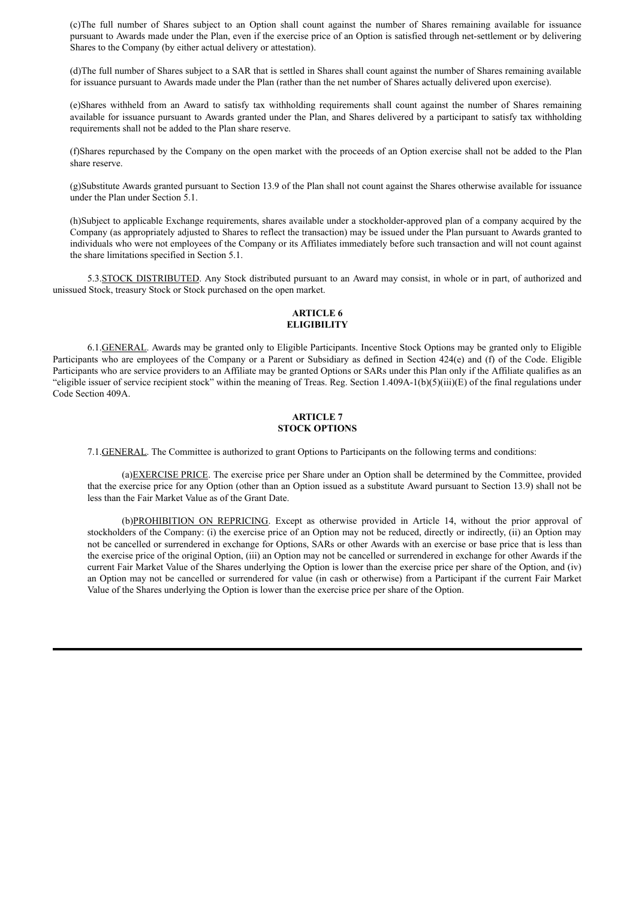(c)The full number of Shares subject to an Option shall count against the number of Shares remaining available for issuance pursuant to Awards made under the Plan, even if the exercise price of an Option is satisfied through net-settlement or by delivering Shares to the Company (by either actual delivery or attestation).

(d)The full number of Shares subject to a SAR that is settled in Shares shall count against the number of Shares remaining available for issuance pursuant to Awards made under the Plan (rather than the net number of Shares actually delivered upon exercise).

(e)Shares withheld from an Award to satisfy tax withholding requirements shall count against the number of Shares remaining available for issuance pursuant to Awards granted under the Plan, and Shares delivered by a participant to satisfy tax withholding requirements shall not be added to the Plan share reserve.

(f)Shares repurchased by the Company on the open market with the proceeds of an Option exercise shall not be added to the Plan share reserve.

(g)Substitute Awards granted pursuant to Section 13.9 of the Plan shall not count against the Shares otherwise available for issuance under the Plan under Section 5.1.

(h)Subject to applicable Exchange requirements, shares available under a stockholder-approved plan of a company acquired by the Company (as appropriately adjusted to Shares to reflect the transaction) may be issued under the Plan pursuant to Awards granted to individuals who were not employees of the Company or its Affiliates immediately before such transaction and will not count against the share limitations specified in Section 5.1.

5.3.STOCK DISTRIBUTED. Any Stock distributed pursuant to an Award may consist, in whole or in part, of authorized and unissued Stock, treasury Stock or Stock purchased on the open market.

## ARTICLE 6
## ELIGIBILITY

6.1.GENERAL. Awards may be granted only to Eligible Participants. Incentive Stock Options may be granted only to Eligible Participants who are employees of the Company or a Parent or Subsidiary as defined in Section 424(e) and (f) of the Code. Eligible Participants who are service providers to an Affiliate may be granted Options or SARs under this Plan only if the Affiliate qualifies as an "eligible issuer of service recipient stock" within the meaning of Treas. Reg. Section 1.409A-1(b)(5)(iii)(E) of the final regulations under Code Section 409A.

## ARTICLE 7
## STOCK OPTIONS

7.1.GENERAL. The Committee is authorized to grant Options to Participants on the following terms and conditions:

(a)EXERCISE PRICE. The exercise price per Share under an Option shall be determined by the Committee, provided that the exercise price for any Option (other than an Option issued as a substitute Award pursuant to Section 13.9) shall not be less than the Fair Market Value as of the Grant Date.

(b)PROHIBITION ON REPRICING. Except as otherwise provided in Article 14, without the prior approval of stockholders of the Company: (i) the exercise price of an Option may not be reduced, directly or indirectly, (ii) an Option may not be cancelled or surrendered in exchange for Options, SARs or other Awards with an exercise or base price that is less than the exercise price of the original Option, (iii) an Option may not be cancelled or surrendered in exchange for other Awards if the current Fair Market Value of the Shares underlying the Option is lower than the exercise price per share of the Option, and (iv) an Option may not be cancelled or surrendered for value (in cash or otherwise) from a Participant if the current Fair Market Value of the Shares underlying the Option is lower than the exercise price per share of the Option.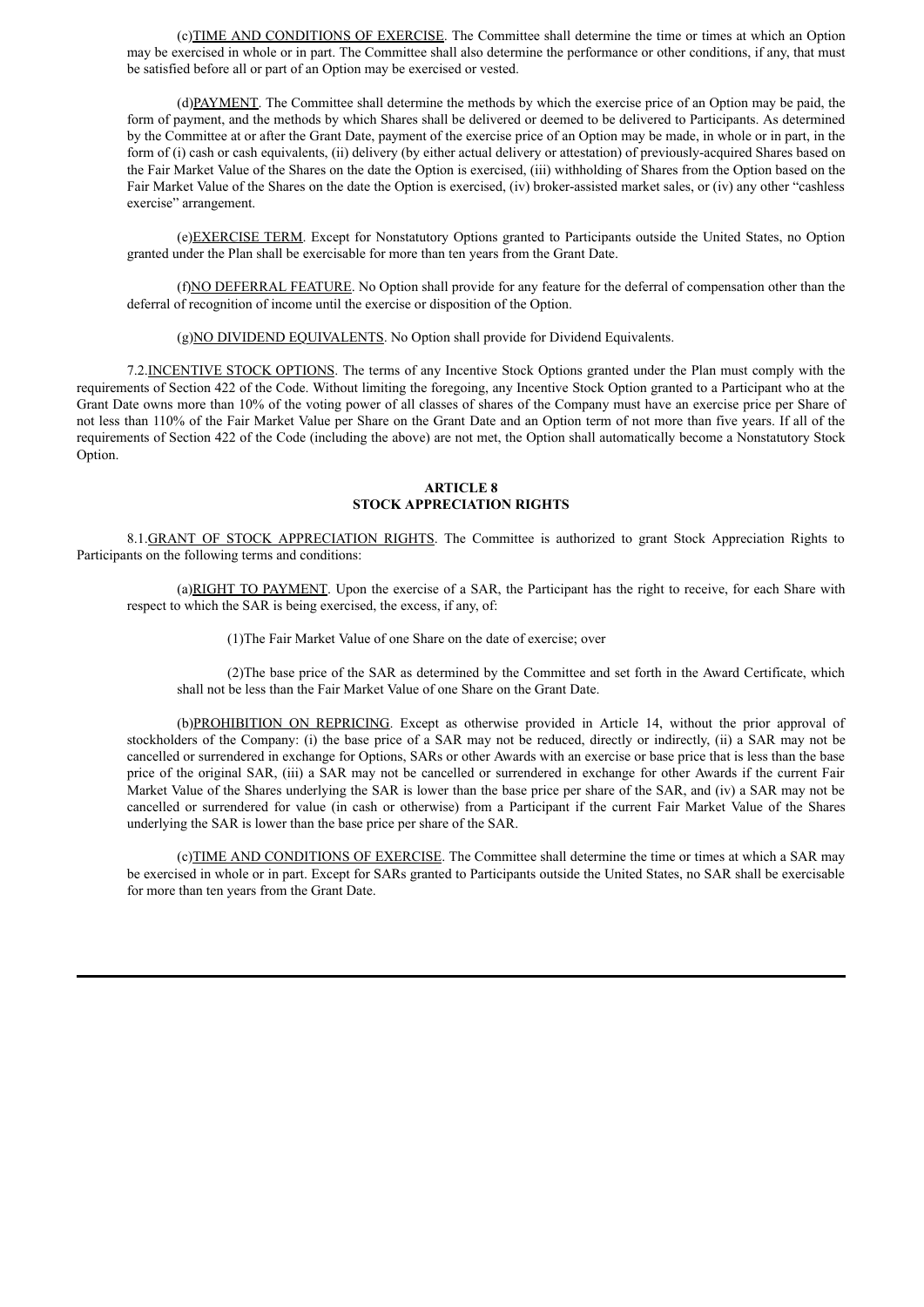(c)<u>TIME AND CONDITIONS OF EXERCISE</u>. The Committee shall determine the time or times at which an Option may be exercised in whole or in part. The Committee shall also determine the performance or other conditions, if any, that must be satisfied before all or part of an Option may be exercised or vested.

(d)<u>PAYMENT</u>. The Committee shall determine the methods by which the exercise price of an Option may be paid, the form of payment, and the methods by which Shares shall be delivered or deemed to be delivered to Participants. As determined by the Committee at or after the Grant Date, payment of the exercise price of an Option may be made, in whole or in part, in the form of (i) cash or cash equivalents, (ii) delivery (by either actual delivery or attestation) of previously-acquired Shares based on the Fair Market Value of the Shares on the date the Option is exercised, (iii) withholding of Shares from the Option based on the Fair Market Value of the Shares on the date the Option is exercised, (iv) broker-assisted market sales, or (iv) any other "cashless exercise" arrangement.

(e)<u>EXERCISE TERM</u>. Except for Nonstatutory Options granted to Participants outside the United States, no Option granted under the Plan shall be exercisable for more than ten years from the Grant Date.

(f)<u>NO DEFERRAL FEATURE</u>. No Option shall provide for any feature for the deferral of compensation other than the deferral of recognition of income until the exercise or disposition of the Option.

(g)<u>NO DIVIDEND EQUIVALENTS</u>. No Option shall provide for Dividend Equivalents.

7.2.<u>INCENTIVE STOCK OPTIONS</u>. The terms of any Incentive Stock Options granted under the Plan must comply with the requirements of Section 422 of the Code. Without limiting the foregoing, any Incentive Stock Option granted to a Participant who at the Grant Date owns more than 10% of the voting power of all classes of shares of the Company must have an exercise price per Share of not less than 110% of the Fair Market Value per Share on the Grant Date and an Option term of not more than five years. If all of the requirements of Section 422 of the Code (including the above) are not met, the Option shall automatically become a Nonstatutory Stock Option.

**ARTICLE 8**
**STOCK APPRECIATION RIGHTS**

8.1.<u>GRANT OF STOCK APPRECIATION RIGHTS</u>. The Committee is authorized to grant Stock Appreciation Rights to Participants on the following terms and conditions:

(a)<u>RIGHT TO PAYMENT</u>. Upon the exercise of a SAR, the Participant has the right to receive, for each Share with respect to which the SAR is being exercised, the excess, if any, of:

(1)The Fair Market Value of one Share on the date of exercise; over

(2)The base price of the SAR as determined by the Committee and set forth in the Award Certificate, which shall not be less than the Fair Market Value of one Share on the Grant Date.

(b)<u>PROHIBITION ON REPRICING</u>. Except as otherwise provided in Article 14, without the prior approval of stockholders of the Company: (i) the base price of a SAR may not be reduced, directly or indirectly, (ii) a SAR may not be cancelled or surrendered in exchange for Options, SARs or other Awards with an exercise or base price that is less than the base price of the original SAR, (iii) a SAR may not be cancelled or surrendered in exchange for other Awards if the current Fair Market Value of the Shares underlying the SAR is lower than the base price per share of the SAR, and (iv) a SAR may not be cancelled or surrendered for value (in cash or otherwise) from a Participant if the current Fair Market Value of the Shares underlying the SAR is lower than the base price per share of the SAR.

(c)<u>TIME AND CONDITIONS OF EXERCISE</u>. The Committee shall determine the time or times at which a SAR may be exercised in whole or in part. Except for SARs granted to Participants outside the United States, no SAR shall be exercisable for more than ten years from the Grant Date.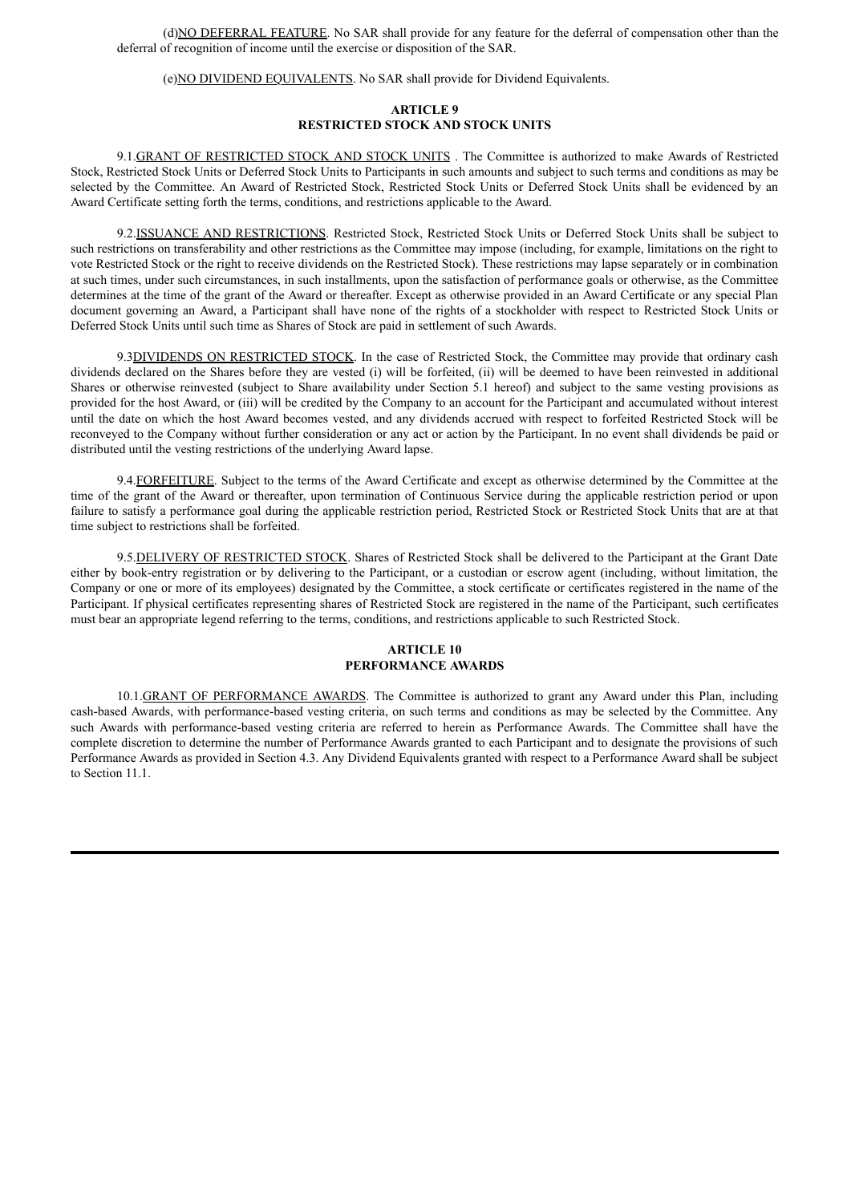(d)NO DEFERRAL FEATURE. No SAR shall provide for any feature for the deferral of compensation other than the deferral of recognition of income until the exercise or disposition of the SAR.

(e)NO DIVIDEND EQUIVALENTS. No SAR shall provide for Dividend Equivalents.

## ARTICLE 9
## RESTRICTED STOCK AND STOCK UNITS

9.1.GRANT OF RESTRICTED STOCK AND STOCK UNITS . The Committee is authorized to make Awards of Restricted Stock, Restricted Stock Units or Deferred Stock Units to Participants in such amounts and subject to such terms and conditions as may be selected by the Committee. An Award of Restricted Stock, Restricted Stock Units or Deferred Stock Units shall be evidenced by an Award Certificate setting forth the terms, conditions, and restrictions applicable to the Award.

9.2.ISSUANCE AND RESTRICTIONS. Restricted Stock, Restricted Stock Units or Deferred Stock Units shall be subject to such restrictions on transferability and other restrictions as the Committee may impose (including, for example, limitations on the right to vote Restricted Stock or the right to receive dividends on the Restricted Stock). These restrictions may lapse separately or in combination at such times, under such circumstances, in such installments, upon the satisfaction of performance goals or otherwise, as the Committee determines at the time of the grant of the Award or thereafter. Except as otherwise provided in an Award Certificate or any special Plan document governing an Award, a Participant shall have none of the rights of a stockholder with respect to Restricted Stock Units or Deferred Stock Units until such time as Shares of Stock are paid in settlement of such Awards.

9.3DIVIDENDS ON RESTRICTED STOCK. In the case of Restricted Stock, the Committee may provide that ordinary cash dividends declared on the Shares before they are vested (i) will be forfeited, (ii) will be deemed to have been reinvested in additional Shares or otherwise reinvested (subject to Share availability under Section 5.1 hereof) and subject to the same vesting provisions as provided for the host Award, or (iii) will be credited by the Company to an account for the Participant and accumulated without interest until the date on which the host Award becomes vested, and any dividends accrued with respect to forfeited Restricted Stock will be reconveyed to the Company without further consideration or any act or action by the Participant. In no event shall dividends be paid or distributed until the vesting restrictions of the underlying Award lapse.

9.4.FORFEITURE. Subject to the terms of the Award Certificate and except as otherwise determined by the Committee at the time of the grant of the Award or thereafter, upon termination of Continuous Service during the applicable restriction period or upon failure to satisfy a performance goal during the applicable restriction period, Restricted Stock or Restricted Stock Units that are at that time subject to restrictions shall be forfeited.

9.5.DELIVERY OF RESTRICTED STOCK. Shares of Restricted Stock shall be delivered to the Participant at the Grant Date either by book-entry registration or by delivering to the Participant, or a custodian or escrow agent (including, without limitation, the Company or one or more of its employees) designated by the Committee, a stock certificate or certificates registered in the name of the Participant. If physical certificates representing shares of Restricted Stock are registered in the name of the Participant, such certificates must bear an appropriate legend referring to the terms, conditions, and restrictions applicable to such Restricted Stock.

## ARTICLE 10
## PERFORMANCE AWARDS

10.1.GRANT OF PERFORMANCE AWARDS. The Committee is authorized to grant any Award under this Plan, including cash-based Awards, with performance-based vesting criteria, on such terms and conditions as may be selected by the Committee. Any such Awards with performance-based vesting criteria are referred to herein as Performance Awards. The Committee shall have the complete discretion to determine the number of Performance Awards granted to each Participant and to designate the provisions of such Performance Awards as provided in Section 4.3. Any Dividend Equivalents granted with respect to a Performance Award shall be subject to Section 11.1.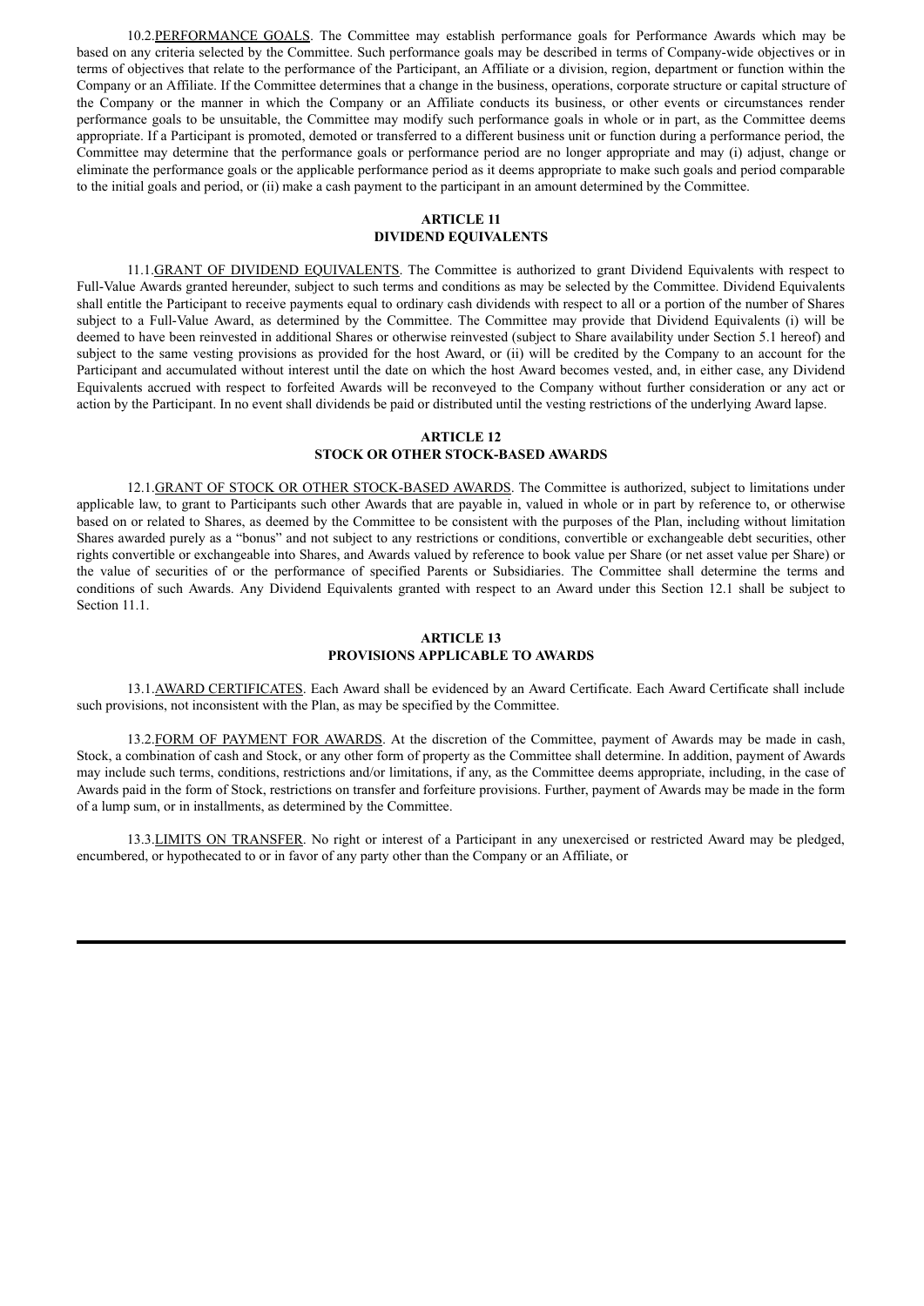10.2. PERFORMANCE GOALS. The Committee may establish performance goals for Performance Awards which may be based on any criteria selected by the Committee. Such performance goals may be described in terms of Company-wide objectives or in terms of objectives that relate to the performance of the Participant, an Affiliate or a division, region, department or function within the Company or an Affiliate. If the Committee determines that a change in the business, operations, corporate structure or capital structure of the Company or the manner in which the Company or an Affiliate conducts its business, or other events or circumstances render performance goals to be unsuitable, the Committee may modify such performance goals in whole or in part, as the Committee deems appropriate. If a Participant is promoted, demoted or transferred to a different business unit or function during a performance period, the Committee may determine that the performance goals or performance period are no longer appropriate and may (i) adjust, change or eliminate the performance goals or the applicable performance period as it deems appropriate to make such goals and period comparable to the initial goals and period, or (ii) make a cash payment to the participant in an amount determined by the Committee.

## ARTICLE 11
## DIVIDEND EQUIVALENTS

11.1. GRANT OF DIVIDEND EQUIVALENTS. The Committee is authorized to grant Dividend Equivalents with respect to Full-Value Awards granted hereunder, subject to such terms and conditions as may be selected by the Committee. Dividend Equivalents shall entitle the Participant to receive payments equal to ordinary cash dividends with respect to all or a portion of the number of Shares subject to a Full-Value Award, as determined by the Committee. The Committee may provide that Dividend Equivalents (i) will be deemed to have been reinvested in additional Shares or otherwise reinvested (subject to Share availability under Section 5.1 hereof) and subject to the same vesting provisions as provided for the host Award, or (ii) will be credited by the Company to an account for the Participant and accumulated without interest until the date on which the host Award becomes vested, and, in either case, any Dividend Equivalents accrued with respect to forfeited Awards will be reconveyed to the Company without further consideration or any act or action by the Participant. In no event shall dividends be paid or distributed until the vesting restrictions of the underlying Award lapse.

## ARTICLE 12
## STOCK OR OTHER STOCK-BASED AWARDS

12.1. GRANT OF STOCK OR OTHER STOCK-BASED AWARDS. The Committee is authorized, subject to limitations under applicable law, to grant to Participants such other Awards that are payable in, valued in whole or in part by reference to, or otherwise based on or related to Shares, as deemed by the Committee to be consistent with the purposes of the Plan, including without limitation Shares awarded purely as a "bonus" and not subject to any restrictions or conditions, convertible or exchangeable debt securities, other rights convertible or exchangeable into Shares, and Awards valued by reference to book value per Share (or net asset value per Share) or the value of securities of or the performance of specified Parents or Subsidiaries. The Committee shall determine the terms and conditions of such Awards. Any Dividend Equivalents granted with respect to an Award under this Section 12.1 shall be subject to Section 11.1.

## ARTICLE 13
## PROVISIONS APPLICABLE TO AWARDS

13.1. AWARD CERTIFICATES. Each Award shall be evidenced by an Award Certificate. Each Award Certificate shall include such provisions, not inconsistent with the Plan, as may be specified by the Committee.

13.2. FORM OF PAYMENT FOR AWARDS. At the discretion of the Committee, payment of Awards may be made in cash, Stock, a combination of cash and Stock, or any other form of property as the Committee shall determine. In addition, payment of Awards may include such terms, conditions, restrictions and/or limitations, if any, as the Committee deems appropriate, including, in the case of Awards paid in the form of Stock, restrictions on transfer and forfeiture provisions. Further, payment of Awards may be made in the form of a lump sum, or in installments, as determined by the Committee.

13.3. LIMITS ON TRANSFER. No right or interest of a Participant in any unexercised or restricted Award may be pledged, encumbered, or hypothecated to or in favor of any party other than the Company or an Affiliate, or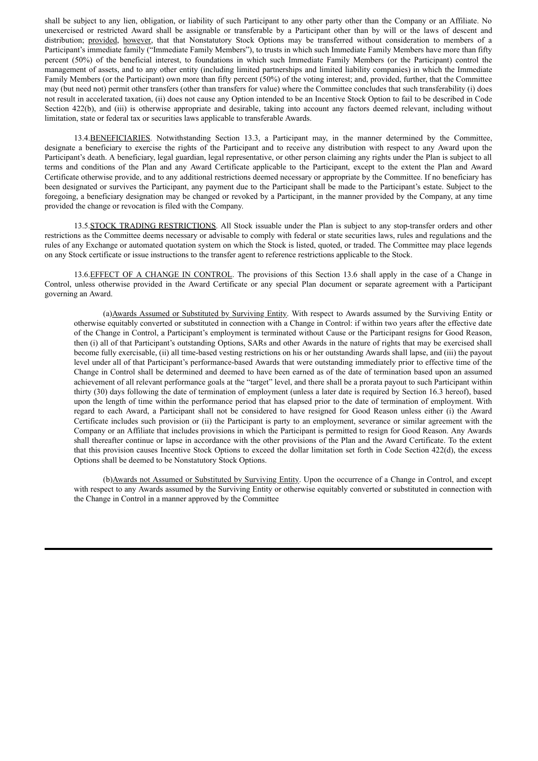shall be subject to any lien, obligation, or liability of such Participant to any other party other than the Company or an Affiliate. No unexercised or restricted Award shall be assignable or transferable by a Participant other than by will or the laws of descent and distribution; provided, however, that that Nonstatutory Stock Options may be transferred without consideration to members of a Participant's immediate family ("Immediate Family Members"), to trusts in which such Immediate Family Members have more than fifty percent (50%) of the beneficial interest, to foundations in which such Immediate Family Members (or the Participant) control the management of assets, and to any other entity (including limited partnerships and limited liability companies) in which the Immediate Family Members (or the Participant) own more than fifty percent (50%) of the voting interest; and, provided, further, that the Committee may (but need not) permit other transfers (other than transfers for value) where the Committee concludes that such transferability (i) does not result in accelerated taxation, (ii) does not cause any Option intended to be an Incentive Stock Option to fail to be described in Code Section 422(b), and (iii) is otherwise appropriate and desirable, taking into account any factors deemed relevant, including without limitation, state or federal tax or securities laws applicable to transferable Awards.

13.4. BENEFICIARIES. Notwithstanding Section 13.3, a Participant may, in the manner determined by the Committee, designate a beneficiary to exercise the rights of the Participant and to receive any distribution with respect to any Award upon the Participant's death. A beneficiary, legal guardian, legal representative, or other person claiming any rights under the Plan is subject to all terms and conditions of the Plan and any Award Certificate applicable to the Participant, except to the extent the Plan and Award Certificate otherwise provide, and to any additional restrictions deemed necessary or appropriate by the Committee. If no beneficiary has been designated or survives the Participant, any payment due to the Participant shall be made to the Participant's estate. Subject to the foregoing, a beneficiary designation may be changed or revoked by a Participant, in the manner provided by the Company, at any time provided the change or revocation is filed with the Company.

13.5. STOCK TRADING RESTRICTIONS. All Stock issuable under the Plan is subject to any stop-transfer orders and other restrictions as the Committee deems necessary or advisable to comply with federal or state securities laws, rules and regulations and the rules of any Exchange or automated quotation system on which the Stock is listed, quoted, or traded. The Committee may place legends on any Stock certificate or issue instructions to the transfer agent to reference restrictions applicable to the Stock.

13.6. EFFECT OF A CHANGE IN CONTROL. The provisions of this Section 13.6 shall apply in the case of a Change in Control, unless otherwise provided in the Award Certificate or any special Plan document or separate agreement with a Participant governing an Award.

(a) Awards Assumed or Substituted by Surviving Entity. With respect to Awards assumed by the Surviving Entity or otherwise equitably converted or substituted in connection with a Change in Control: if within two years after the effective date of the Change in Control, a Participant's employment is terminated without Cause or the Participant resigns for Good Reason, then (i) all of that Participant's outstanding Options, SARs and other Awards in the nature of rights that may be exercised shall become fully exercisable, (ii) all time-based vesting restrictions on his or her outstanding Awards shall lapse, and (iii) the payout level under all of that Participant's performance-based Awards that were outstanding immediately prior to effective time of the Change in Control shall be determined and deemed to have been earned as of the date of termination based upon an assumed achievement of all relevant performance goals at the "target" level, and there shall be a prorata payout to such Participant within thirty (30) days following the date of termination of employment (unless a later date is required by Section 16.3 hereof), based upon the length of time within the performance period that has elapsed prior to the date of termination of employment. With regard to each Award, a Participant shall not be considered to have resigned for Good Reason unless either (i) the Award Certificate includes such provision or (ii) the Participant is party to an employment, severance or similar agreement with the Company or an Affiliate that includes provisions in which the Participant is permitted to resign for Good Reason. Any Awards shall thereafter continue or lapse in accordance with the other provisions of the Plan and the Award Certificate. To the extent that this provision causes Incentive Stock Options to exceed the dollar limitation set forth in Code Section 422(d), the excess Options shall be deemed to be Nonstatutory Stock Options.

(b) Awards not Assumed or Substituted by Surviving Entity. Upon the occurrence of a Change in Control, and except with respect to any Awards assumed by the Surviving Entity or otherwise equitably converted or substituted in connection with the Change in Control in a manner approved by the Committee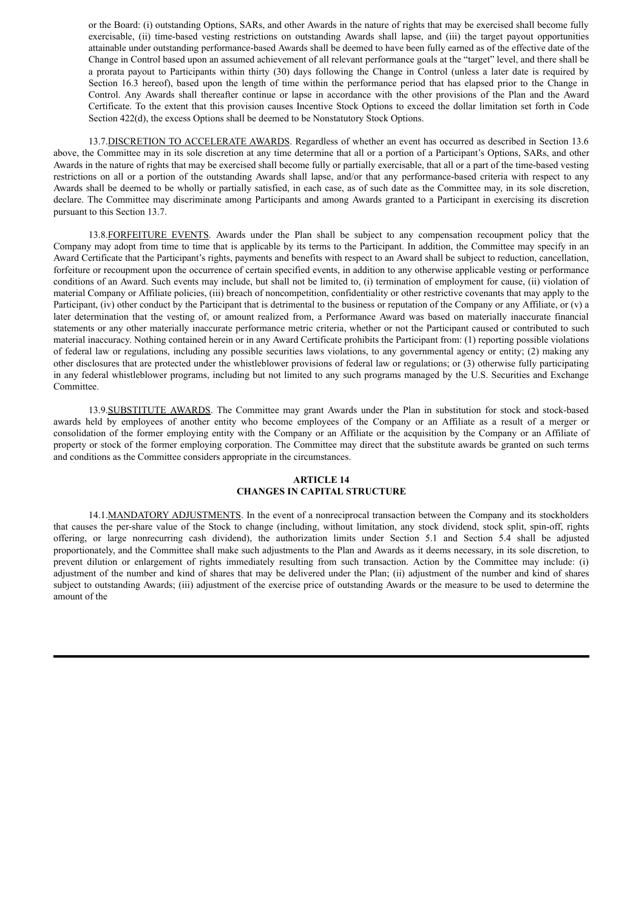or the Board: (i) outstanding Options, SARs, and other Awards in the nature of rights that may be exercised shall become fully exercisable, (ii) time-based vesting restrictions on outstanding Awards shall lapse, and (iii) the target payout opportunities attainable under outstanding performance-based Awards shall be deemed to have been fully earned as of the effective date of the Change in Control based upon an assumed achievement of all relevant performance goals at the "target" level, and there shall be a prorata payout to Participants within thirty (30) days following the Change in Control (unless a later date is required by Section 16.3 hereof), based upon the length of time within the performance period that has elapsed prior to the Change in Control. Any Awards shall thereafter continue or lapse in accordance with the other provisions of the Plan and the Award Certificate. To the extent that this provision causes Incentive Stock Options to exceed the dollar limitation set forth in Code Section 422(d), the excess Options shall be deemed to be Nonstatutory Stock Options.

13.7. DISCRETION TO ACCELERATE AWARDS. Regardless of whether an event has occurred as described in Section 13.6 above, the Committee may in its sole discretion at any time determine that all or a portion of a Participant's Options, SARs, and other Awards in the nature of rights that may be exercised shall become fully or partially exercisable, that all or a part of the time-based vesting restrictions on all or a portion of the outstanding Awards shall lapse, and/or that any performance-based criteria with respect to any Awards shall be deemed to be wholly or partially satisfied, in each case, as of such date as the Committee may, in its sole discretion, declare. The Committee may discriminate among Participants and among Awards granted to a Participant in exercising its discretion pursuant to this Section 13.7.

13.8. FORFEITURE EVENTS. Awards under the Plan shall be subject to any compensation recoupment policy that the Company may adopt from time to time that is applicable by its terms to the Participant. In addition, the Committee may specify in an Award Certificate that the Participant's rights, payments and benefits with respect to an Award shall be subject to reduction, cancellation, forfeiture or recoupment upon the occurrence of certain specified events, in addition to any otherwise applicable vesting or performance conditions of an Award. Such events may include, but shall not be limited to, (i) termination of employment for cause, (ii) violation of material Company or Affiliate policies, (iii) breach of noncompetition, confidentiality or other restrictive covenants that may apply to the Participant, (iv) other conduct by the Participant that is detrimental to the business or reputation of the Company or any Affiliate, or (v) a later determination that the vesting of, or amount realized from, a Performance Award was based on materially inaccurate financial statements or any other materially inaccurate performance metric criteria, whether or not the Participant caused or contributed to such material inaccuracy. Nothing contained herein or in any Award Certificate prohibits the Participant from: (1) reporting possible violations of federal law or regulations, including any possible securities laws violations, to any governmental agency or entity; (2) making any other disclosures that are protected under the whistleblower provisions of federal law or regulations; or (3) otherwise fully participating in any federal whistleblower programs, including but not limited to any such programs managed by the U.S. Securities and Exchange Committee.

13.9. SUBSTITUTE AWARDS. The Committee may grant Awards under the Plan in substitution for stock and stock-based awards held by employees of another entity who become employees of the Company or an Affiliate as a result of a merger or consolidation of the former employing entity with the Company or an Affiliate or the acquisition by the Company or an Affiliate of property or stock of the former employing corporation. The Committee may direct that the substitute awards be granted on such terms and conditions as the Committee considers appropriate in the circumstances.

## ARTICLE 14
## CHANGES IN CAPITAL STRUCTURE

14.1. MANDATORY ADJUSTMENTS. In the event of a nonreciprocal transaction between the Company and its stockholders that causes the per-share value of the Stock to change (including, without limitation, any stock dividend, stock split, spin-off, rights offering, or large nonrecurring cash dividend), the authorization limits under Section 5.1 and Section 5.4 shall be adjusted proportionately, and the Committee shall make such adjustments to the Plan and Awards as it deems necessary, in its sole discretion, to prevent dilution or enlargement of rights immediately resulting from such transaction. Action by the Committee may include: (i) adjustment of the number and kind of shares that may be delivered under the Plan; (ii) adjustment of the number and kind of shares subject to outstanding Awards; (iii) adjustment of the exercise price of outstanding Awards or the measure to be used to determine the amount of the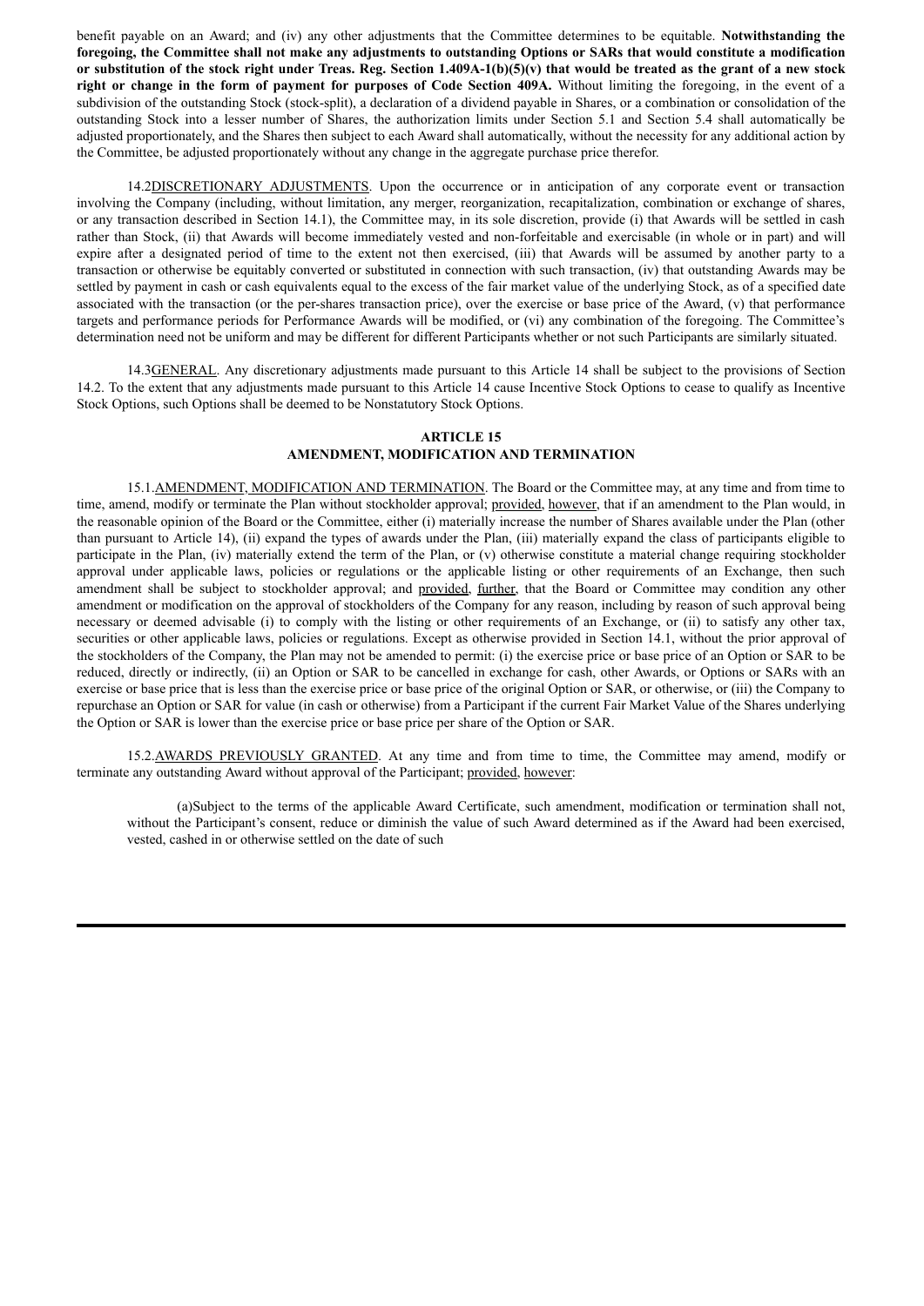benefit payable on an Award; and (iv) any other adjustments that the Committee determines to be equitable. **Notwithstanding the foregoing, the Committee shall not make any adjustments to outstanding Options or SARs that would constitute a modification or substitution of the stock right under Treas. Reg. Section 1.409A-1(b)(5)(v) that would be treated as the grant of a new stock right or change in the form of payment for purposes of Code Section 409A.** Without limiting the foregoing, in the event of a subdivision of the outstanding Stock (stock-split), a declaration of a dividend payable in Shares, or a combination or consolidation of the outstanding Stock into a lesser number of Shares, the authorization limits under Section 5.1 and Section 5.4 shall automatically be adjusted proportionately, and the Shares then subject to each Award shall automatically, without the necessity for any additional action by the Committee, be adjusted proportionately without any change in the aggregate purchase price therefor.

14.2DISCRETIONARY ADJUSTMENTS. Upon the occurrence or in anticipation of any corporate event or transaction involving the Company (including, without limitation, any merger, reorganization, recapitalization, combination or exchange of shares, or any transaction described in Section 14.1), the Committee may, in its sole discretion, provide (i) that Awards will be settled in cash rather than Stock, (ii) that Awards will become immediately vested and non-forfeitable and exercisable (in whole or in part) and will expire after a designated period of time to the extent not then exercised, (iii) that Awards will be assumed by another party to a transaction or otherwise be equitably converted or substituted in connection with such transaction, (iv) that outstanding Awards may be settled by payment in cash or cash equivalents equal to the excess of the fair market value of the underlying Stock, as of a specified date associated with the transaction (or the per-shares transaction price), over the exercise or base price of the Award, (v) that performance targets and performance periods for Performance Awards will be modified, or (vi) any combination of the foregoing. The Committee's determination need not be uniform and may be different for different Participants whether or not such Participants are similarly situated.

14.3GENERAL. Any discretionary adjustments made pursuant to this Article 14 shall be subject to the provisions of Section 14.2. To the extent that any adjustments made pursuant to this Article 14 cause Incentive Stock Options to cease to qualify as Incentive Stock Options, such Options shall be deemed to be Nonstatutory Stock Options.

## ARTICLE 15
## AMENDMENT, MODIFICATION AND TERMINATION

15.1.AMENDMENT, MODIFICATION AND TERMINATION. The Board or the Committee may, at any time and from time to time, amend, modify or terminate the Plan without stockholder approval; provided, however, that if an amendment to the Plan would, in the reasonable opinion of the Board or the Committee, either (i) materially increase the number of Shares available under the Plan (other than pursuant to Article 14), (ii) expand the types of awards under the Plan, (iii) materially expand the class of participants eligible to participate in the Plan, (iv) materially extend the term of the Plan, or (v) otherwise constitute a material change requiring stockholder approval under applicable laws, policies or regulations or the applicable listing or other requirements of an Exchange, then such amendment shall be subject to stockholder approval; and provided, further, that the Board or Committee may condition any other amendment or modification on the approval of stockholders of the Company for any reason, including by reason of such approval being necessary or deemed advisable (i) to comply with the listing or other requirements of an Exchange, or (ii) to satisfy any other tax, securities or other applicable laws, policies or regulations. Except as otherwise provided in Section 14.1, without the prior approval of the stockholders of the Company, the Plan may not be amended to permit: (i) the exercise price or base price of an Option or SAR to be reduced, directly or indirectly, (ii) an Option or SAR to be cancelled in exchange for cash, other Awards, or Options or SARs with an exercise or base price that is less than the exercise price or base price of the original Option or SAR, or otherwise, or (iii) the Company to repurchase an Option or SAR for value (in cash or otherwise) from a Participant if the current Fair Market Value of the Shares underlying the Option or SAR is lower than the exercise price or base price per share of the Option or SAR.

15.2.AWARDS PREVIOUSLY GRANTED. At any time and from time to time, the Committee may amend, modify or terminate any outstanding Award without approval of the Participant; provided, however:

(a)Subject to the terms of the applicable Award Certificate, such amendment, modification or termination shall not, without the Participant's consent, reduce or diminish the value of such Award determined as if the Award had been exercised, vested, cashed in or otherwise settled on the date of such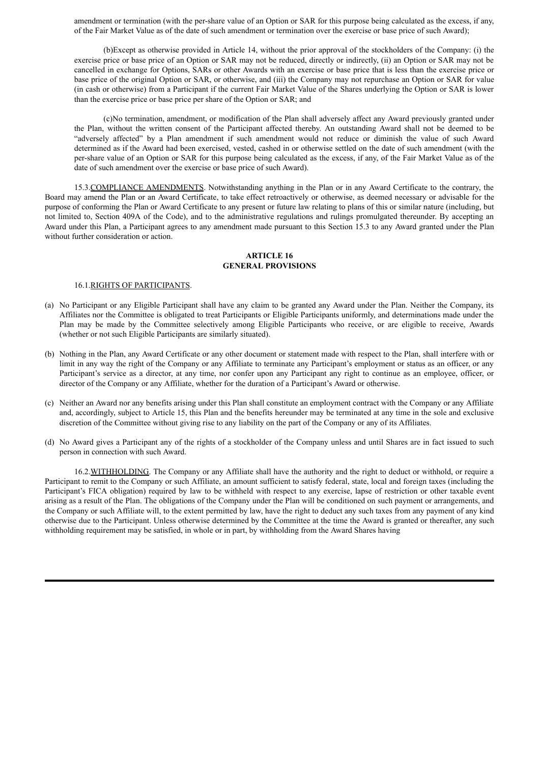amendment or termination (with the per-share value of an Option or SAR for this purpose being calculated as the excess, if any, of the Fair Market Value as of the date of such amendment or termination over the exercise or base price of such Award);

(b)Except as otherwise provided in Article 14, without the prior approval of the stockholders of the Company: (i) the exercise price or base price of an Option or SAR may not be reduced, directly or indirectly, (ii) an Option or SAR may not be cancelled in exchange for Options, SARs or other Awards with an exercise or base price that is less than the exercise price or base price of the original Option or SAR, or otherwise, and (iii) the Company may not repurchase an Option or SAR for value (in cash or otherwise) from a Participant if the current Fair Market Value of the Shares underlying the Option or SAR is lower than the exercise price or base price per share of the Option or SAR; and

(c)No termination, amendment, or modification of the Plan shall adversely affect any Award previously granted under the Plan, without the written consent of the Participant affected thereby. An outstanding Award shall not be deemed to be "adversely affected" by a Plan amendment if such amendment would not reduce or diminish the value of such Award determined as if the Award had been exercised, vested, cashed in or otherwise settled on the date of such amendment (with the per-share value of an Option or SAR for this purpose being calculated as the excess, if any, of the Fair Market Value as of the date of such amendment over the exercise or base price of such Award).

15.3.COMPLIANCE AMENDMENTS. Notwithstanding anything in the Plan or in any Award Certificate to the contrary, the Board may amend the Plan or an Award Certificate, to take effect retroactively or otherwise, as deemed necessary or advisable for the purpose of conforming the Plan or Award Certificate to any present or future law relating to plans of this or similar nature (including, but not limited to, Section 409A of the Code), and to the administrative regulations and rulings promulgated thereunder. By accepting an Award under this Plan, a Participant agrees to any amendment made pursuant to this Section 15.3 to any Award granted under the Plan without further consideration or action.

## ARTICLE 16
## GENERAL PROVISIONS

16.1.RIGHTS OF PARTICIPANTS.

(a) No Participant or any Eligible Participant shall have any claim to be granted any Award under the Plan. Neither the Company, its Affiliates nor the Committee is obligated to treat Participants or Eligible Participants uniformly, and determinations made under the Plan may be made by the Committee selectively among Eligible Participants who receive, or are eligible to receive, Awards (whether or not such Eligible Participants are similarly situated).

(b) Nothing in the Plan, any Award Certificate or any other document or statement made with respect to the Plan, shall interfere with or limit in any way the right of the Company or any Affiliate to terminate any Participant's employment or status as an officer, or any Participant's service as a director, at any time, nor confer upon any Participant any right to continue as an employee, officer, or director of the Company or any Affiliate, whether for the duration of a Participant's Award or otherwise.

(c) Neither an Award nor any benefits arising under this Plan shall constitute an employment contract with the Company or any Affiliate and, accordingly, subject to Article 15, this Plan and the benefits hereunder may be terminated at any time in the sole and exclusive discretion of the Committee without giving rise to any liability on the part of the Company or any of its Affiliates.

(d) No Award gives a Participant any of the rights of a stockholder of the Company unless and until Shares are in fact issued to such person in connection with such Award.

16.2.WITHHOLDING. The Company or any Affiliate shall have the authority and the right to deduct or withhold, or require a Participant to remit to the Company or such Affiliate, an amount sufficient to satisfy federal, state, local and foreign taxes (including the Participant's FICA obligation) required by law to be withheld with respect to any exercise, lapse of restriction or other taxable event arising as a result of the Plan. The obligations of the Company under the Plan will be conditioned on such payment or arrangements, and the Company or such Affiliate will, to the extent permitted by law, have the right to deduct any such taxes from any payment of any kind otherwise due to the Participant. Unless otherwise determined by the Committee at the time the Award is granted or thereafter, any such withholding requirement may be satisfied, in whole or in part, by withholding from the Award Shares having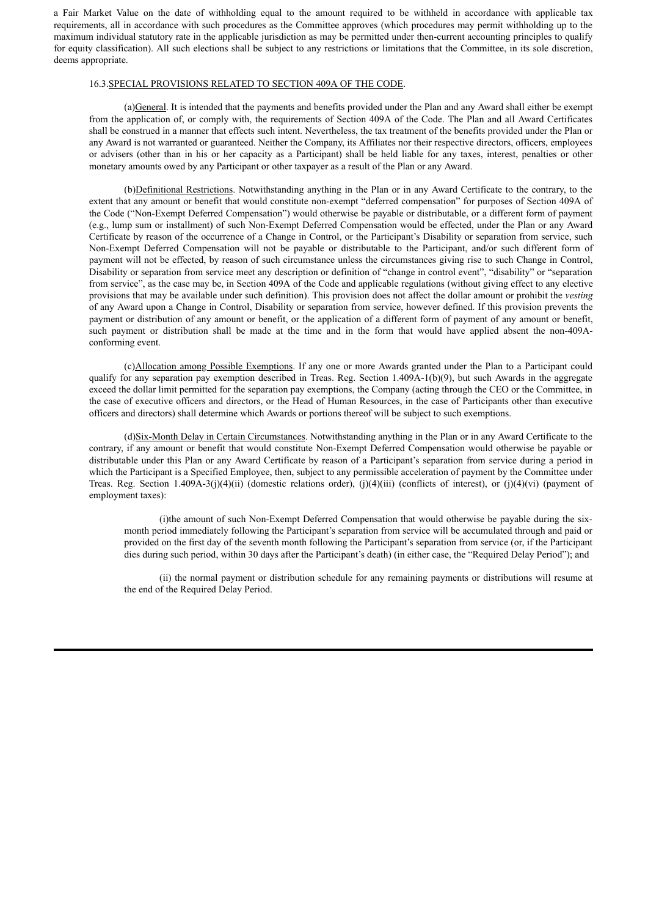a Fair Market Value on the date of withholding equal to the amount required to be withheld in accordance with applicable tax requirements, all in accordance with such procedures as the Committee approves (which procedures may permit withholding up to the maximum individual statutory rate in the applicable jurisdiction as may be permitted under then-current accounting principles to qualify for equity classification). All such elections shall be subject to any restrictions or limitations that the Committee, in its sole discretion, deems appropriate.

16.3. SPECIAL PROVISIONS RELATED TO SECTION 409A OF THE CODE.

(a) General. It is intended that the payments and benefits provided under the Plan and any Award shall either be exempt from the application of, or comply with, the requirements of Section 409A of the Code. The Plan and all Award Certificates shall be construed in a manner that effects such intent. Nevertheless, the tax treatment of the benefits provided under the Plan or any Award is not warranted or guaranteed. Neither the Company, its Affiliates nor their respective directors, officers, employees or advisers (other than in his or her capacity as a Participant) shall be held liable for any taxes, interest, penalties or other monetary amounts owed by any Participant or other taxpayer as a result of the Plan or any Award.

(b) Definitional Restrictions. Notwithstanding anything in the Plan or in any Award Certificate to the contrary, to the extent that any amount or benefit that would constitute non-exempt "deferred compensation" for purposes of Section 409A of the Code ("Non-Exempt Deferred Compensation") would otherwise be payable or distributable, or a different form of payment (e.g., lump sum or installment) of such Non-Exempt Deferred Compensation would be effected, under the Plan or any Award Certificate by reason of the occurrence of a Change in Control, or the Participant's Disability or separation from service, such Non-Exempt Deferred Compensation will not be payable or distributable to the Participant, and/or such different form of payment will not be effected, by reason of such circumstance unless the circumstances giving rise to such Change in Control, Disability or separation from service meet any description or definition of "change in control event", "disability" or "separation from service", as the case may be, in Section 409A of the Code and applicable regulations (without giving effect to any elective provisions that may be available under such definition). This provision does not affect the dollar amount or prohibit the *vesting* of any Award upon a Change in Control, Disability or separation from service, however defined. If this provision prevents the payment or distribution of any amount or benefit, or the application of a different form of payment of any amount or benefit, such payment or distribution shall be made at the time and in the form that would have applied absent the non-409A-conforming event.

(c) Allocation among Possible Exemptions. If any one or more Awards granted under the Plan to a Participant could qualify for any separation pay exemption described in Treas. Reg. Section 1.409A-1(b)(9), but such Awards in the aggregate exceed the dollar limit permitted for the separation pay exemptions, the Company (acting through the CEO or the Committee, in the case of executive officers and directors, or the Head of Human Resources, in the case of Participants other than executive officers and directors) shall determine which Awards or portions thereof will be subject to such exemptions.

(d) Six-Month Delay in Certain Circumstances. Notwithstanding anything in the Plan or in any Award Certificate to the contrary, if any amount or benefit that would constitute Non-Exempt Deferred Compensation would otherwise be payable or distributable under this Plan or any Award Certificate by reason of a Participant's separation from service during a period in which the Participant is a Specified Employee, then, subject to any permissible acceleration of payment by the Committee under Treas. Reg. Section 1.409A-3(j)(4)(ii) (domestic relations order), (j)(4)(iii) (conflicts of interest), or (j)(4)(vi) (payment of employment taxes):

(i) the amount of such Non-Exempt Deferred Compensation that would otherwise be payable during the six-month period immediately following the Participant's separation from service will be accumulated through and paid or provided on the first day of the seventh month following the Participant's separation from service (or, if the Participant dies during such period, within 30 days after the Participant's death) (in either case, the "Required Delay Period"); and

(ii) the normal payment or distribution schedule for any remaining payments or distributions will resume at the end of the Required Delay Period.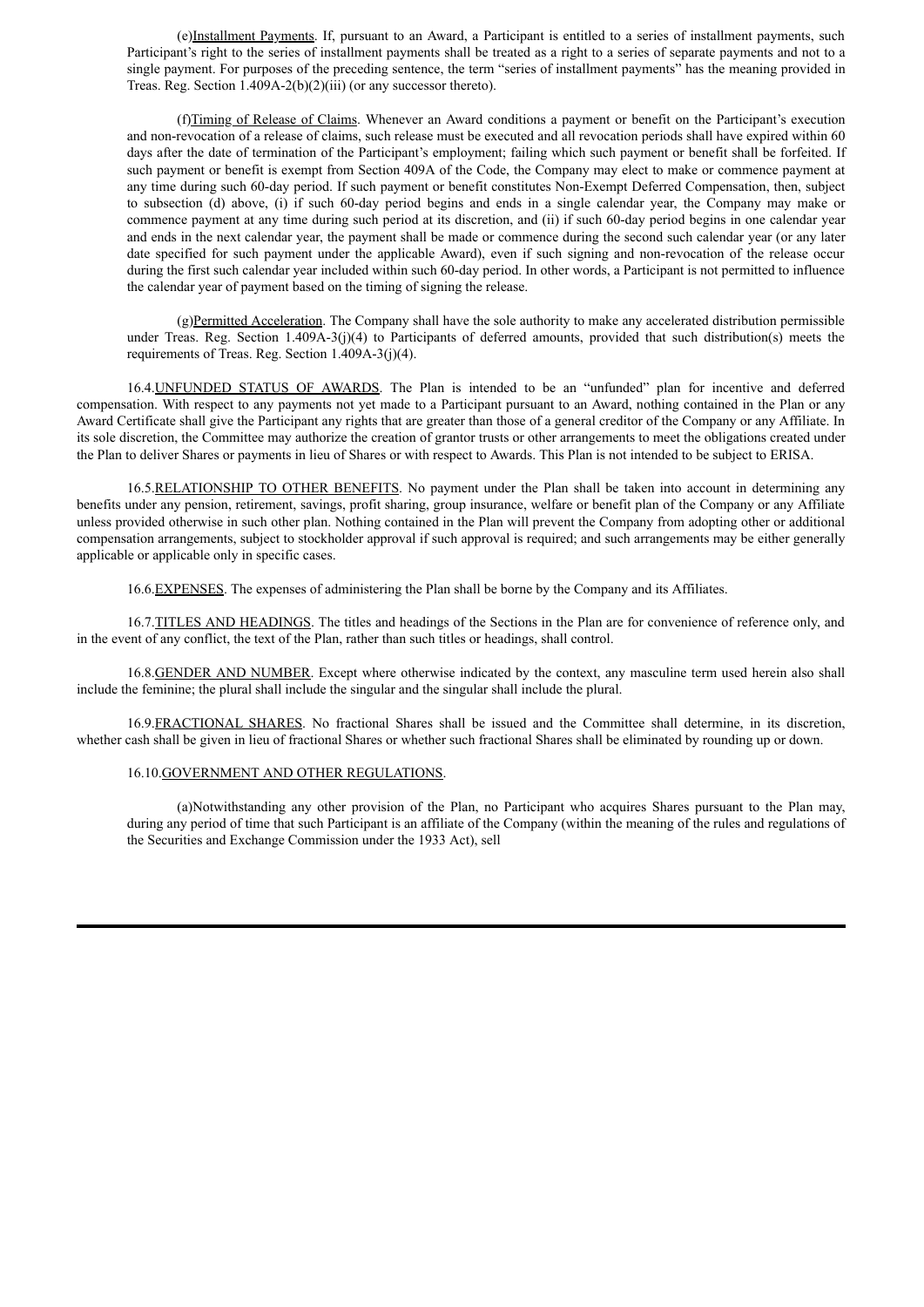(e) Installment Payments. If, pursuant to an Award, a Participant is entitled to a series of installment payments, such Participant's right to the series of installment payments shall be treated as a right to a series of separate payments and not to a single payment. For purposes of the preceding sentence, the term "series of installment payments" has the meaning provided in Treas. Reg. Section 1.409A-2(b)(2)(iii) (or any successor thereto).

(f) Timing of Release of Claims. Whenever an Award conditions a payment or benefit on the Participant's execution and non-revocation of a release of claims, such release must be executed and all revocation periods shall have expired within 60 days after the date of termination of the Participant's employment; failing which such payment or benefit shall be forfeited. If such payment or benefit is exempt from Section 409A of the Code, the Company may elect to make or commence payment at any time during such 60-day period. If such payment or benefit constitutes Non-Exempt Deferred Compensation, then, subject to subsection (d) above, (i) if such 60-day period begins and ends in a single calendar year, the Company may make or commence payment at any time during such period at its discretion, and (ii) if such 60-day period begins in one calendar year and ends in the next calendar year, the payment shall be made or commence during the second such calendar year (or any later date specified for such payment under the applicable Award), even if such signing and non-revocation of the release occur during the first such calendar year included within such 60-day period. In other words, a Participant is not permitted to influence the calendar year of payment based on the timing of signing the release.

(g) Permitted Acceleration. The Company shall have the sole authority to make any accelerated distribution permissible under Treas. Reg. Section 1.409A-3(j)(4) to Participants of deferred amounts, provided that such distribution(s) meets the requirements of Treas. Reg. Section 1.409A-3(j)(4).

16.4. UNFUNDED STATUS OF AWARDS. The Plan is intended to be an "unfunded" plan for incentive and deferred compensation. With respect to any payments not yet made to a Participant pursuant to an Award, nothing contained in the Plan or any Award Certificate shall give the Participant any rights that are greater than those of a general creditor of the Company or any Affiliate. In its sole discretion, the Committee may authorize the creation of grantor trusts or other arrangements to meet the obligations created under the Plan to deliver Shares or payments in lieu of Shares or with respect to Awards. This Plan is not intended to be subject to ERISA.

16.5. RELATIONSHIP TO OTHER BENEFITS. No payment under the Plan shall be taken into account in determining any benefits under any pension, retirement, savings, profit sharing, group insurance, welfare or benefit plan of the Company or any Affiliate unless provided otherwise in such other plan. Nothing contained in the Plan will prevent the Company from adopting other or additional compensation arrangements, subject to stockholder approval if such approval is required; and such arrangements may be either generally applicable or applicable only in specific cases.

16.6. EXPENSES. The expenses of administering the Plan shall be borne by the Company and its Affiliates.

16.7. TITLES AND HEADINGS. The titles and headings of the Sections in the Plan are for convenience of reference only, and in the event of any conflict, the text of the Plan, rather than such titles or headings, shall control.

16.8. GENDER AND NUMBER. Except where otherwise indicated by the context, any masculine term used herein also shall include the feminine; the plural shall include the singular and the singular shall include the plural.

16.9. FRACTIONAL SHARES. No fractional Shares shall be issued and the Committee shall determine, in its discretion, whether cash shall be given in lieu of fractional Shares or whether such fractional Shares shall be eliminated by rounding up or down.

16.10. GOVERNMENT AND OTHER REGULATIONS.

(a) Notwithstanding any other provision of the Plan, no Participant who acquires Shares pursuant to the Plan may, during any period of time that such Participant is an affiliate of the Company (within the meaning of the rules and regulations of the Securities and Exchange Commission under the 1933 Act), sell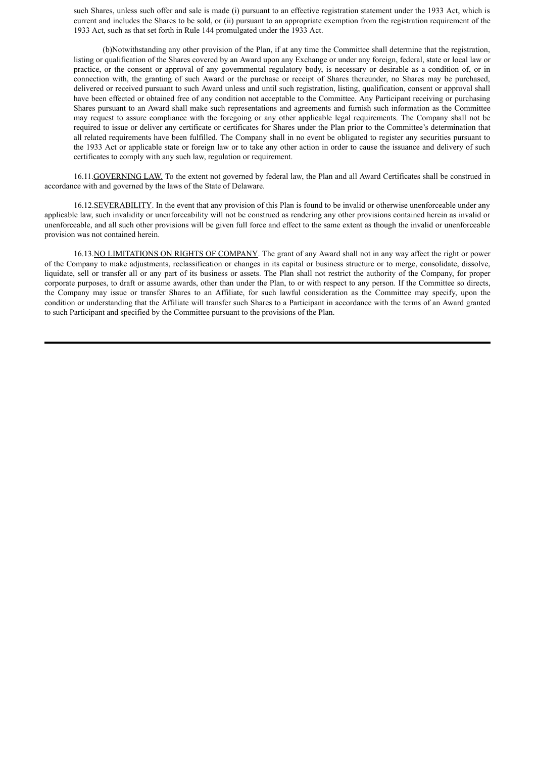such Shares, unless such offer and sale is made (i) pursuant to an effective registration statement under the 1933 Act, which is current and includes the Shares to be sold, or (ii) pursuant to an appropriate exemption from the registration requirement of the 1933 Act, such as that set forth in Rule 144 promulgated under the 1933 Act.

(b)Notwithstanding any other provision of the Plan, if at any time the Committee shall determine that the registration, listing or qualification of the Shares covered by an Award upon any Exchange or under any foreign, federal, state or local law or practice, or the consent or approval of any governmental regulatory body, is necessary or desirable as a condition of, or in connection with, the granting of such Award or the purchase or receipt of Shares thereunder, no Shares may be purchased, delivered or received pursuant to such Award unless and until such registration, listing, qualification, consent or approval shall have been effected or obtained free of any condition not acceptable to the Committee. Any Participant receiving or purchasing Shares pursuant to an Award shall make such representations and agreements and furnish such information as the Committee may request to assure compliance with the foregoing or any other applicable legal requirements. The Company shall not be required to issue or deliver any certificate or certificates for Shares under the Plan prior to the Committee's determination that all related requirements have been fulfilled. The Company shall in no event be obligated to register any securities pursuant to the 1933 Act or applicable state or foreign law or to take any other action in order to cause the issuance and delivery of such certificates to comply with any such law, regulation or requirement.

16.11.GOVERNING LAW. To the extent not governed by federal law, the Plan and all Award Certificates shall be construed in accordance with and governed by the laws of the State of Delaware.

16.12.SEVERABILITY. In the event that any provision of this Plan is found to be invalid or otherwise unenforceable under any applicable law, such invalidity or unenforceability will not be construed as rendering any other provisions contained herein as invalid or unenforceable, and all such other provisions will be given full force and effect to the same extent as though the invalid or unenforceable provision was not contained herein.

16.13.NO LIMITATIONS ON RIGHTS OF COMPANY. The grant of any Award shall not in any way affect the right or power of the Company to make adjustments, reclassification or changes in its capital or business structure or to merge, consolidate, dissolve, liquidate, sell or transfer all or any part of its business or assets. The Plan shall not restrict the authority of the Company, for proper corporate purposes, to draft or assume awards, other than under the Plan, to or with respect to any person. If the Committee so directs, the Company may issue or transfer Shares to an Affiliate, for such lawful consideration as the Committee may specify, upon the condition or understanding that the Affiliate will transfer such Shares to a Participant in accordance with the terms of an Award granted to such Participant and specified by the Committee pursuant to the provisions of the Plan.